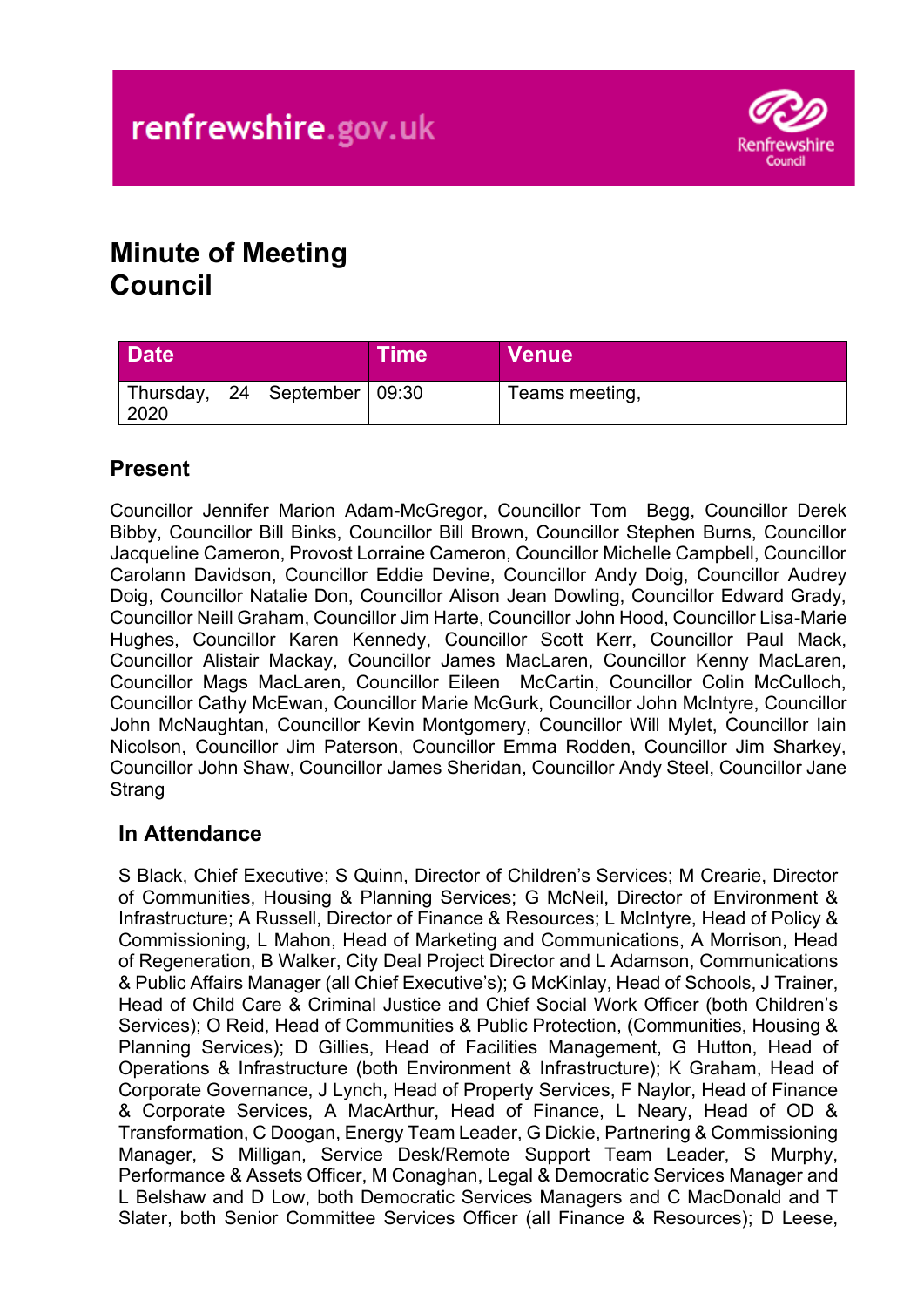renfrewshire.gov.uk

# Minute of Meeting
# Council

| Date | Time | Venue |
|---|---|---|
| Thursday, 24 September 2020 | 09:30 | Teams meeting, |

## Present

Councillor Jennifer Marion Adam-McGregor, Councillor Tom Begg, Councillor Derek Bibby, Councillor Bill Binks, Councillor Bill Brown, Councillor Stephen Burns, Councillor Jacqueline Cameron, Provost Lorraine Cameron, Councillor Michelle Campbell, Councillor Carolann Davidson, Councillor Eddie Devine, Councillor Andy Doig, Councillor Audrey Doig, Councillor Natalie Don, Councillor Alison Jean Dowling, Councillor Edward Grady, Councillor Neill Graham, Councillor Jim Harte, Councillor John Hood, Councillor Lisa-Marie Hughes, Councillor Karen Kennedy, Councillor Scott Kerr, Councillor Paul Mack, Councillor Alistair Mackay, Councillor James MacLaren, Councillor Kenny MacLaren, Councillor Mags MacLaren, Councillor Eileen McCartin, Councillor Colin McCulloch, Councillor Cathy McEwan, Councillor Marie McGurk, Councillor John McIntyre, Councillor John McNaughtan, Councillor Kevin Montgomery, Councillor Will Mylet, Councillor Iain Nicolson, Councillor Jim Paterson, Councillor Emma Rodden, Councillor Jim Sharkey, Councillor John Shaw, Councillor James Sheridan, Councillor Andy Steel, Councillor Jane Strang

## In Attendance

S Black, Chief Executive; S Quinn, Director of Children's Services; M Crearie, Director of Communities, Housing & Planning Services; G McNeil, Director of Environment & Infrastructure; A Russell, Director of Finance & Resources; L McIntyre, Head of Policy & Commissioning, L Mahon, Head of Marketing and Communications, A Morrison, Head of Regeneration, B Walker, City Deal Project Director and L Adamson, Communications & Public Affairs Manager (all Chief Executive's); G McKinlay, Head of Schools, J Trainer, Head of Child Care & Criminal Justice and Chief Social Work Officer (both Children's Services); O Reid, Head of Communities & Public Protection, (Communities, Housing & Planning Services); D Gillies, Head of Facilities Management, G Hutton, Head of Operations & Infrastructure (both Environment & Infrastructure); K Graham, Head of Corporate Governance, J Lynch, Head of Property Services, F Naylor, Head of Finance & Corporate Services, A MacArthur, Head of Finance, L Neary, Head of OD & Transformation, C Doogan, Energy Team Leader, G Dickie, Partnering & Commissioning Manager, S Milligan, Service Desk/Remote Support Team Leader, S Murphy, Performance & Assets Officer, M Conaghan, Legal & Democratic Services Manager and L Belshaw and D Low, both Democratic Services Managers and C MacDonald and T Slater, both Senior Committee Services Officer (all Finance & Resources); D Leese,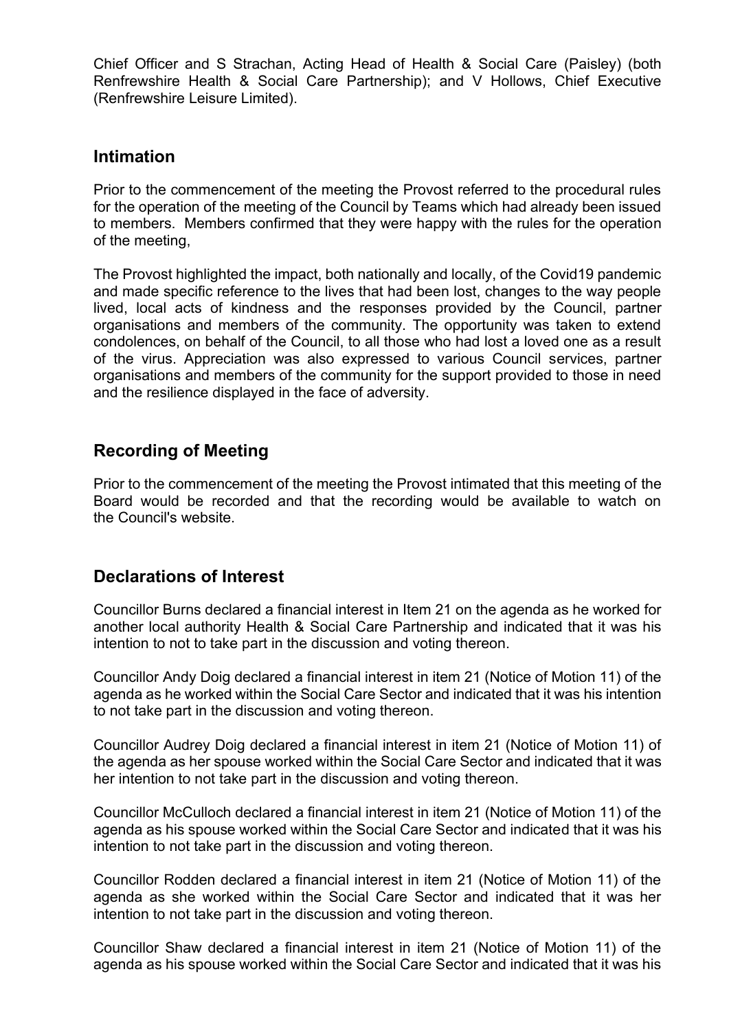Chief Officer and S Strachan, Acting Head of Health & Social Care (Paisley) (both Renfrewshire Health & Social Care Partnership); and V Hollows, Chief Executive (Renfrewshire Leisure Limited).

## Intimation

Prior to the commencement of the meeting the Provost referred to the procedural rules for the operation of the meeting of the Council by Teams which had already been issued to members. Members confirmed that they were happy with the rules for the operation of the meeting,

The Provost highlighted the impact, both nationally and locally, of the Covid19 pandemic and made specific reference to the lives that had been lost, changes to the way people lived, local acts of kindness and the responses provided by the Council, partner organisations and members of the community. The opportunity was taken to extend condolences, on behalf of the Council, to all those who had lost a loved one as a result of the virus. Appreciation was also expressed to various Council services, partner organisations and members of the community for the support provided to those in need and the resilience displayed in the face of adversity.

## Recording of Meeting

Prior to the commencement of the meeting the Provost intimated that this meeting of the Board would be recorded and that the recording would be available to watch on the Council's website.

## Declarations of Interest

Councillor Burns declared a financial interest in Item 21 on the agenda as he worked for another local authority Health & Social Care Partnership and indicated that it was his intention to not to take part in the discussion and voting thereon.

Councillor Andy Doig declared a financial interest in item 21 (Notice of Motion 11) of the agenda as he worked within the Social Care Sector and indicated that it was his intention to not take part in the discussion and voting thereon.

Councillor Audrey Doig declared a financial interest in item 21 (Notice of Motion 11) of the agenda as her spouse worked within the Social Care Sector and indicated that it was her intention to not take part in the discussion and voting thereon.

Councillor McCulloch declared a financial interest in item 21 (Notice of Motion 11) of the agenda as his spouse worked within the Social Care Sector and indicated that it was his intention to not take part in the discussion and voting thereon.

Councillor Rodden declared a financial interest in item 21 (Notice of Motion 11) of the agenda as she worked within the Social Care Sector and indicated that it was her intention to not take part in the discussion and voting thereon.

Councillor Shaw declared a financial interest in item 21 (Notice of Motion 11) of the agenda as his spouse worked within the Social Care Sector and indicated that it was his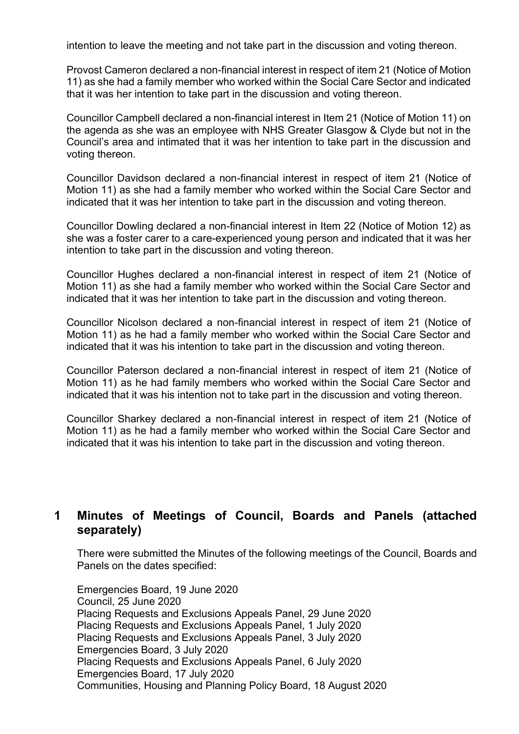intention to leave the meeting and not take part in the discussion and voting thereon.

Provost Cameron declared a non-financial interest in respect of item 21 (Notice of Motion 11) as she had a family member who worked within the Social Care Sector and indicated that it was her intention to take part in the discussion and voting thereon.

Councillor Campbell declared a non-financial interest in Item 21 (Notice of Motion 11) on the agenda as she was an employee with NHS Greater Glasgow & Clyde but not in the Council's area and intimated that it was her intention to take part in the discussion and voting thereon.

Councillor Davidson declared a non-financial interest in respect of item 21 (Notice of Motion 11) as she had a family member who worked within the Social Care Sector and indicated that it was her intention to take part in the discussion and voting thereon.

Councillor Dowling declared a non-financial interest in Item 22 (Notice of Motion 12) as she was a foster carer to a care-experienced young person and indicated that it was her intention to take part in the discussion and voting thereon.

Councillor Hughes declared a non-financial interest in respect of item 21 (Notice of Motion 11) as she had a family member who worked within the Social Care Sector and indicated that it was her intention to take part in the discussion and voting thereon.

Councillor Nicolson declared a non-financial interest in respect of item 21 (Notice of Motion 11) as he had a family member who worked within the Social Care Sector and indicated that it was his intention to take part in the discussion and voting thereon.

Councillor Paterson declared a non-financial interest in respect of item 21 (Notice of Motion 11) as he had family members who worked within the Social Care Sector and indicated that it was his intention not to take part in the discussion and voting thereon.

Councillor Sharkey declared a non-financial interest in respect of item 21 (Notice of Motion 11) as he had a family member who worked within the Social Care Sector and indicated that it was his intention to take part in the discussion and voting thereon.

## 1 Minutes of Meetings of Council, Boards and Panels (attached separately)

There were submitted the Minutes of the following meetings of the Council, Boards and Panels on the dates specified:

Emergencies Board, 19 June 2020
Council, 25 June 2020
Placing Requests and Exclusions Appeals Panel, 29 June 2020
Placing Requests and Exclusions Appeals Panel, 1 July 2020
Placing Requests and Exclusions Appeals Panel, 3 July 2020
Emergencies Board, 3 July 2020
Placing Requests and Exclusions Appeals Panel, 6 July 2020
Emergencies Board, 17 July 2020
Communities, Housing and Planning Policy Board, 18 August 2020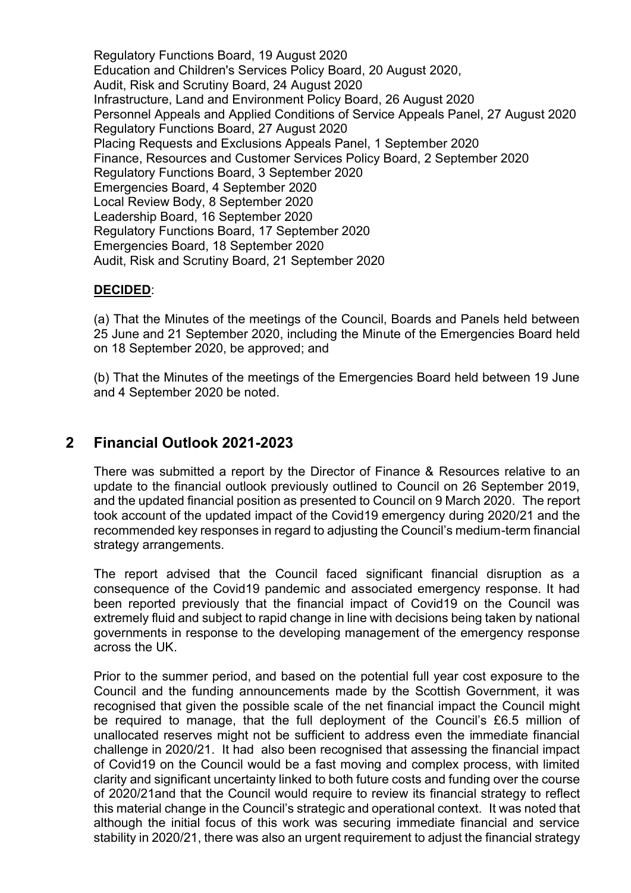Regulatory Functions Board, 19 August 2020
Education and Children's Services Policy Board, 20 August 2020,
Audit, Risk and Scrutiny Board, 24 August 2020
Infrastructure, Land and Environment Policy Board, 26 August 2020
Personnel Appeals and Applied Conditions of Service Appeals Panel, 27 August 2020
Regulatory Functions Board, 27 August 2020
Placing Requests and Exclusions Appeals Panel, 1 September 2020
Finance, Resources and Customer Services Policy Board, 2 September 2020
Regulatory Functions Board, 3 September 2020
Emergencies Board, 4 September 2020
Local Review Body, 8 September 2020
Leadership Board, 16 September 2020
Regulatory Functions Board, 17 September 2020
Emergencies Board, 18 September 2020
Audit, Risk and Scrutiny Board, 21 September 2020

**DECIDED**:

(a) That the Minutes of the meetings of the Council, Boards and Panels held between 25 June and 21 September 2020, including the Minute of the Emergencies Board held on 18 September 2020, be approved; and

(b) That the Minutes of the meetings of the Emergencies Board held between 19 June and 4 September 2020 be noted.

## 2 Financial Outlook 2021-2023

There was submitted a report by the Director of Finance & Resources relative to an update to the financial outlook previously outlined to Council on 26 September 2019, and the updated financial position as presented to Council on 9 March 2020. The report took account of the updated impact of the Covid19 emergency during 2020/21 and the recommended key responses in regard to adjusting the Council's medium-term financial strategy arrangements.

The report advised that the Council faced significant financial disruption as a consequence of the Covid19 pandemic and associated emergency response. It had been reported previously that the financial impact of Covid19 on the Council was extremely fluid and subject to rapid change in line with decisions being taken by national governments in response to the developing management of the emergency response across the UK.

Prior to the summer period, and based on the potential full year cost exposure to the Council and the funding announcements made by the Scottish Government, it was recognised that given the possible scale of the net financial impact the Council might be required to manage, that the full deployment of the Council's £6.5 million of unallocated reserves might not be sufficient to address even the immediate financial challenge in 2020/21. It had also been recognised that assessing the financial impact of Covid19 on the Council would be a fast moving and complex process, with limited clarity and significant uncertainty linked to both future costs and funding over the course of 2020/21and that the Council would require to review its financial strategy to reflect this material change in the Council's strategic and operational context. It was noted that although the initial focus of this work was securing immediate financial and service stability in 2020/21, there was also an urgent requirement to adjust the financial strategy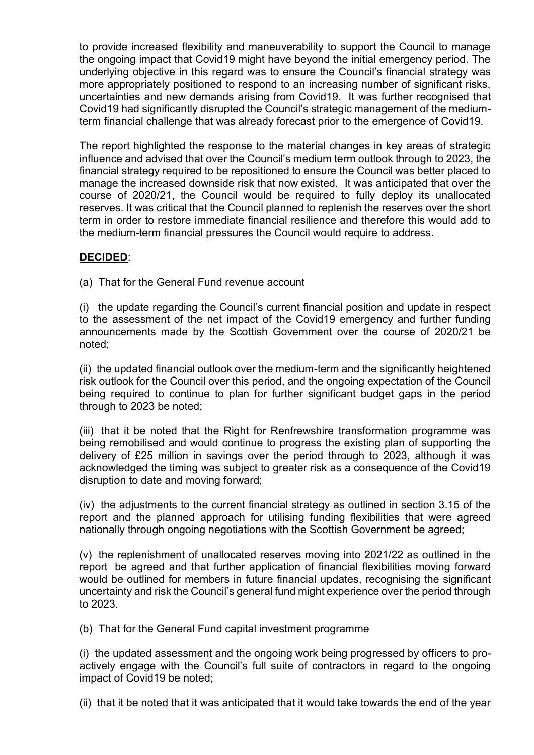to provide increased flexibility and maneuverability to support the Council to manage the ongoing impact that Covid19 might have beyond the initial emergency period. The underlying objective in this regard was to ensure the Council's financial strategy was more appropriately positioned to respond to an increasing number of significant risks, uncertainties and new demands arising from Covid19. It was further recognised that Covid19 had significantly disrupted the Council's strategic management of the medium-term financial challenge that was already forecast prior to the emergence of Covid19.

The report highlighted the response to the material changes in key areas of strategic influence and advised that over the Council's medium term outlook through to 2023, the financial strategy required to be repositioned to ensure the Council was better placed to manage the increased downside risk that now existed. It was anticipated that over the course of 2020/21, the Council would be required to fully deploy its unallocated reserves. It was critical that the Council planned to replenish the reserves over the short term in order to restore immediate financial resilience and therefore this would add to the medium-term financial pressures the Council would require to address.

**DECIDED**:

(a) That for the General Fund revenue account

(i) the update regarding the Council's current financial position and update in respect to the assessment of the net impact of the Covid19 emergency and further funding announcements made by the Scottish Government over the course of 2020/21 be noted;

(ii) the updated financial outlook over the medium-term and the significantly heightened risk outlook for the Council over this period, and the ongoing expectation of the Council being required to continue to plan for further significant budget gaps in the period through to 2023 be noted;

(iii) that it be noted that the Right for Renfrewshire transformation programme was being remobilised and would continue to progress the existing plan of supporting the delivery of £25 million in savings over the period through to 2023, although it was acknowledged the timing was subject to greater risk as a consequence of the Covid19 disruption to date and moving forward;

(iv) the adjustments to the current financial strategy as outlined in section 3.15 of the report and the planned approach for utilising funding flexibilities that were agreed nationally through ongoing negotiations with the Scottish Government be agreed;

(v) the replenishment of unallocated reserves moving into 2021/22 as outlined in the report be agreed and that further application of financial flexibilities moving forward would be outlined for members in future financial updates, recognising the significant uncertainty and risk the Council's general fund might experience over the period through to 2023.

(b) That for the General Fund capital investment programme

(i) the updated assessment and the ongoing work being progressed by officers to pro-actively engage with the Council's full suite of contractors in regard to the ongoing impact of Covid19 be noted;

(ii) that it be noted that it was anticipated that it would take towards the end of the year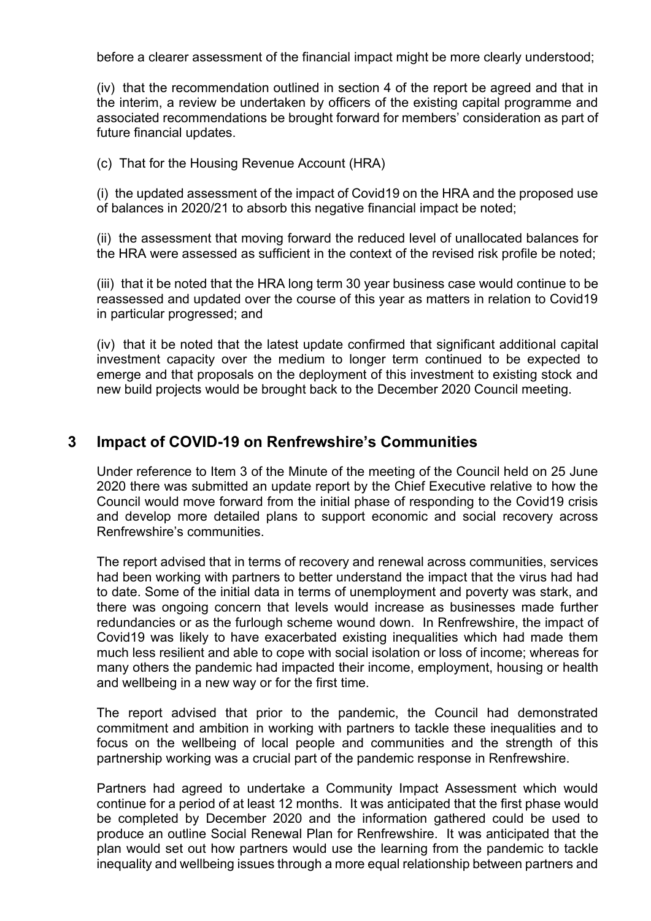before a clearer assessment of the financial impact might be more clearly understood;

(iv) that the recommendation outlined in section 4 of the report be agreed and that in the interim, a review be undertaken by officers of the existing capital programme and associated recommendations be brought forward for members' consideration as part of future financial updates.

(c) That for the Housing Revenue Account (HRA)

(i) the updated assessment of the impact of Covid19 on the HRA and the proposed use of balances in 2020/21 to absorb this negative financial impact be noted;

(ii) the assessment that moving forward the reduced level of unallocated balances for the HRA were assessed as sufficient in the context of the revised risk profile be noted;

(iii) that it be noted that the HRA long term 30 year business case would continue to be reassessed and updated over the course of this year as matters in relation to Covid19 in particular progressed; and

(iv) that it be noted that the latest update confirmed that significant additional capital investment capacity over the medium to longer term continued to be expected to emerge and that proposals on the deployment of this investment to existing stock and new build projects would be brought back to the December 2020 Council meeting.

## 3 Impact of COVID-19 on Renfrewshire's Communities

Under reference to Item 3 of the Minute of the meeting of the Council held on 25 June 2020 there was submitted an update report by the Chief Executive relative to how the Council would move forward from the initial phase of responding to the Covid19 crisis and develop more detailed plans to support economic and social recovery across Renfrewshire's communities.

The report advised that in terms of recovery and renewal across communities, services had been working with partners to better understand the impact that the virus had had to date. Some of the initial data in terms of unemployment and poverty was stark, and there was ongoing concern that levels would increase as businesses made further redundancies or as the furlough scheme wound down. In Renfrewshire, the impact of Covid19 was likely to have exacerbated existing inequalities which had made them much less resilient and able to cope with social isolation or loss of income; whereas for many others the pandemic had impacted their income, employment, housing or health and wellbeing in a new way or for the first time.

The report advised that prior to the pandemic, the Council had demonstrated commitment and ambition in working with partners to tackle these inequalities and to focus on the wellbeing of local people and communities and the strength of this partnership working was a crucial part of the pandemic response in Renfrewshire.

Partners had agreed to undertake a Community Impact Assessment which would continue for a period of at least 12 months. It was anticipated that the first phase would be completed by December 2020 and the information gathered could be used to produce an outline Social Renewal Plan for Renfrewshire. It was anticipated that the plan would set out how partners would use the learning from the pandemic to tackle inequality and wellbeing issues through a more equal relationship between partners and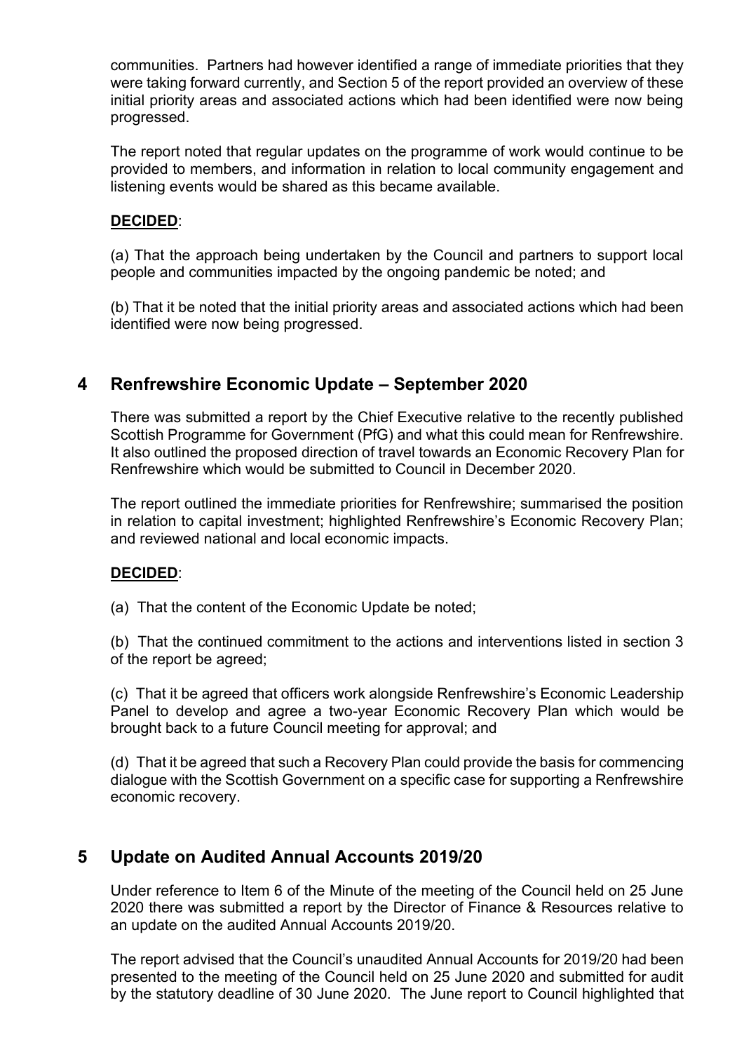communities. Partners had however identified a range of immediate priorities that they were taking forward currently, and Section 5 of the report provided an overview of these initial priority areas and associated actions which had been identified were now being progressed.

The report noted that regular updates on the programme of work would continue to be provided to members, and information in relation to local community engagement and listening events would be shared as this became available.

**DECIDED**:

(a) That the approach being undertaken by the Council and partners to support local people and communities impacted by the ongoing pandemic be noted; and

(b) That it be noted that the initial priority areas and associated actions which had been identified were now being progressed.

## 4 Renfrewshire Economic Update – September 2020

There was submitted a report by the Chief Executive relative to the recently published Scottish Programme for Government (PfG) and what this could mean for Renfrewshire. It also outlined the proposed direction of travel towards an Economic Recovery Plan for Renfrewshire which would be submitted to Council in December 2020.

The report outlined the immediate priorities for Renfrewshire; summarised the position in relation to capital investment; highlighted Renfrewshire's Economic Recovery Plan; and reviewed national and local economic impacts.

**DECIDED**:

(a) That the content of the Economic Update be noted;

(b) That the continued commitment to the actions and interventions listed in section 3 of the report be agreed;

(c) That it be agreed that officers work alongside Renfrewshire's Economic Leadership Panel to develop and agree a two-year Economic Recovery Plan which would be brought back to a future Council meeting for approval; and

(d) That it be agreed that such a Recovery Plan could provide the basis for commencing dialogue with the Scottish Government on a specific case for supporting a Renfrewshire economic recovery.

## 5 Update on Audited Annual Accounts 2019/20

Under reference to Item 6 of the Minute of the meeting of the Council held on 25 June 2020 there was submitted a report by the Director of Finance & Resources relative to an update on the audited Annual Accounts 2019/20.

The report advised that the Council's unaudited Annual Accounts for 2019/20 had been presented to the meeting of the Council held on 25 June 2020 and submitted for audit by the statutory deadline of 30 June 2020. The June report to Council highlighted that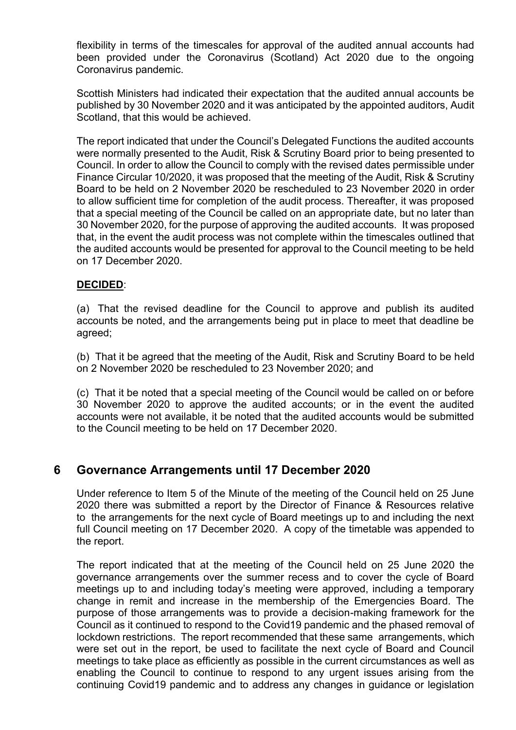flexibility in terms of the timescales for approval of the audited annual accounts had been provided under the Coronavirus (Scotland) Act 2020 due to the ongoing Coronavirus pandemic.

Scottish Ministers had indicated their expectation that the audited annual accounts be published by 30 November 2020 and it was anticipated by the appointed auditors, Audit Scotland, that this would be achieved.

The report indicated that under the Council's Delegated Functions the audited accounts were normally presented to the Audit, Risk & Scrutiny Board prior to being presented to Council. In order to allow the Council to comply with the revised dates permissible under Finance Circular 10/2020, it was proposed that the meeting of the Audit, Risk & Scrutiny Board to be held on 2 November 2020 be rescheduled to 23 November 2020 in order to allow sufficient time for completion of the audit process. Thereafter, it was proposed that a special meeting of the Council be called on an appropriate date, but no later than 30 November 2020, for the purpose of approving the audited accounts. It was proposed that, in the event the audit process was not complete within the timescales outlined that the audited accounts would be presented for approval to the Council meeting to be held on 17 December 2020.

**DECIDED**:

(a) That the revised deadline for the Council to approve and publish its audited accounts be noted, and the arrangements being put in place to meet that deadline be agreed;

(b) That it be agreed that the meeting of the Audit, Risk and Scrutiny Board to be held on 2 November 2020 be rescheduled to 23 November 2020; and

(c) That it be noted that a special meeting of the Council would be called on or before 30 November 2020 to approve the audited accounts; or in the event the audited accounts were not available, it be noted that the audited accounts would be submitted to the Council meeting to be held on 17 December 2020.

## 6 Governance Arrangements until 17 December 2020

Under reference to Item 5 of the Minute of the meeting of the Council held on 25 June 2020 there was submitted a report by the Director of Finance & Resources relative to the arrangements for the next cycle of Board meetings up to and including the next full Council meeting on 17 December 2020. A copy of the timetable was appended to the report.

The report indicated that at the meeting of the Council held on 25 June 2020 the governance arrangements over the summer recess and to cover the cycle of Board meetings up to and including today's meeting were approved, including a temporary change in remit and increase in the membership of the Emergencies Board. The purpose of those arrangements was to provide a decision-making framework for the Council as it continued to respond to the Covid19 pandemic and the phased removal of lockdown restrictions. The report recommended that these same arrangements, which were set out in the report, be used to facilitate the next cycle of Board and Council meetings to take place as efficiently as possible in the current circumstances as well as enabling the Council to continue to respond to any urgent issues arising from the continuing Covid19 pandemic and to address any changes in guidance or legislation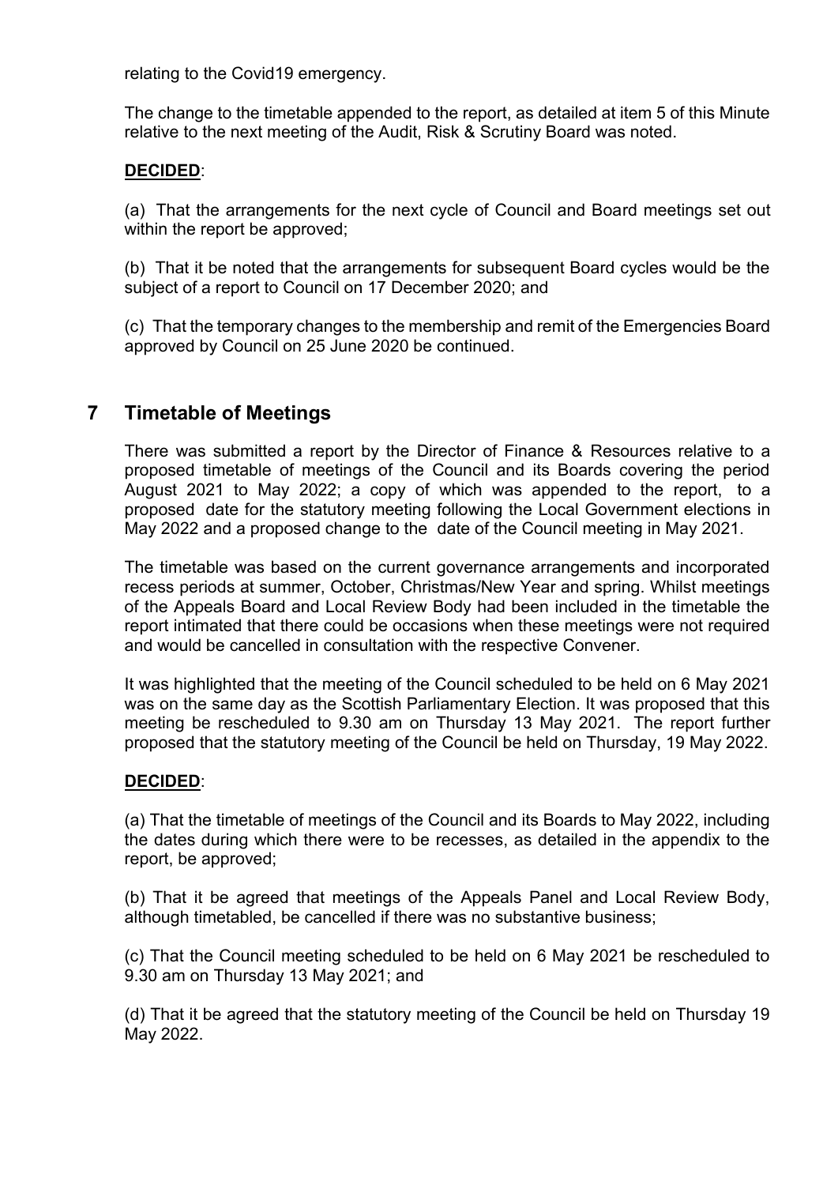relating to the Covid19 emergency.

The change to the timetable appended to the report, as detailed at item 5 of this Minute relative to the next meeting of the Audit, Risk & Scrutiny Board was noted.

**DECIDED**:

(a) That the arrangements for the next cycle of Council and Board meetings set out within the report be approved;

(b) That it be noted that the arrangements for subsequent Board cycles would be the subject of a report to Council on 17 December 2020; and

(c) That the temporary changes to the membership and remit of the Emergencies Board approved by Council on 25 June 2020 be continued.

## 7 Timetable of Meetings

There was submitted a report by the Director of Finance & Resources relative to a proposed timetable of meetings of the Council and its Boards covering the period August 2021 to May 2022; a copy of which was appended to the report, to a proposed date for the statutory meeting following the Local Government elections in May 2022 and a proposed change to the date of the Council meeting in May 2021.

The timetable was based on the current governance arrangements and incorporated recess periods at summer, October, Christmas/New Year and spring. Whilst meetings of the Appeals Board and Local Review Body had been included in the timetable the report intimated that there could be occasions when these meetings were not required and would be cancelled in consultation with the respective Convener.

It was highlighted that the meeting of the Council scheduled to be held on 6 May 2021 was on the same day as the Scottish Parliamentary Election. It was proposed that this meeting be rescheduled to 9.30 am on Thursday 13 May 2021. The report further proposed that the statutory meeting of the Council be held on Thursday, 19 May 2022.

**DECIDED**:

(a) That the timetable of meetings of the Council and its Boards to May 2022, including the dates during which there were to be recesses, as detailed in the appendix to the report, be approved;

(b) That it be agreed that meetings of the Appeals Panel and Local Review Body, although timetabled, be cancelled if there was no substantive business;

(c) That the Council meeting scheduled to be held on 6 May 2021 be rescheduled to 9.30 am on Thursday 13 May 2021; and

(d) That it be agreed that the statutory meeting of the Council be held on Thursday 19 May 2022.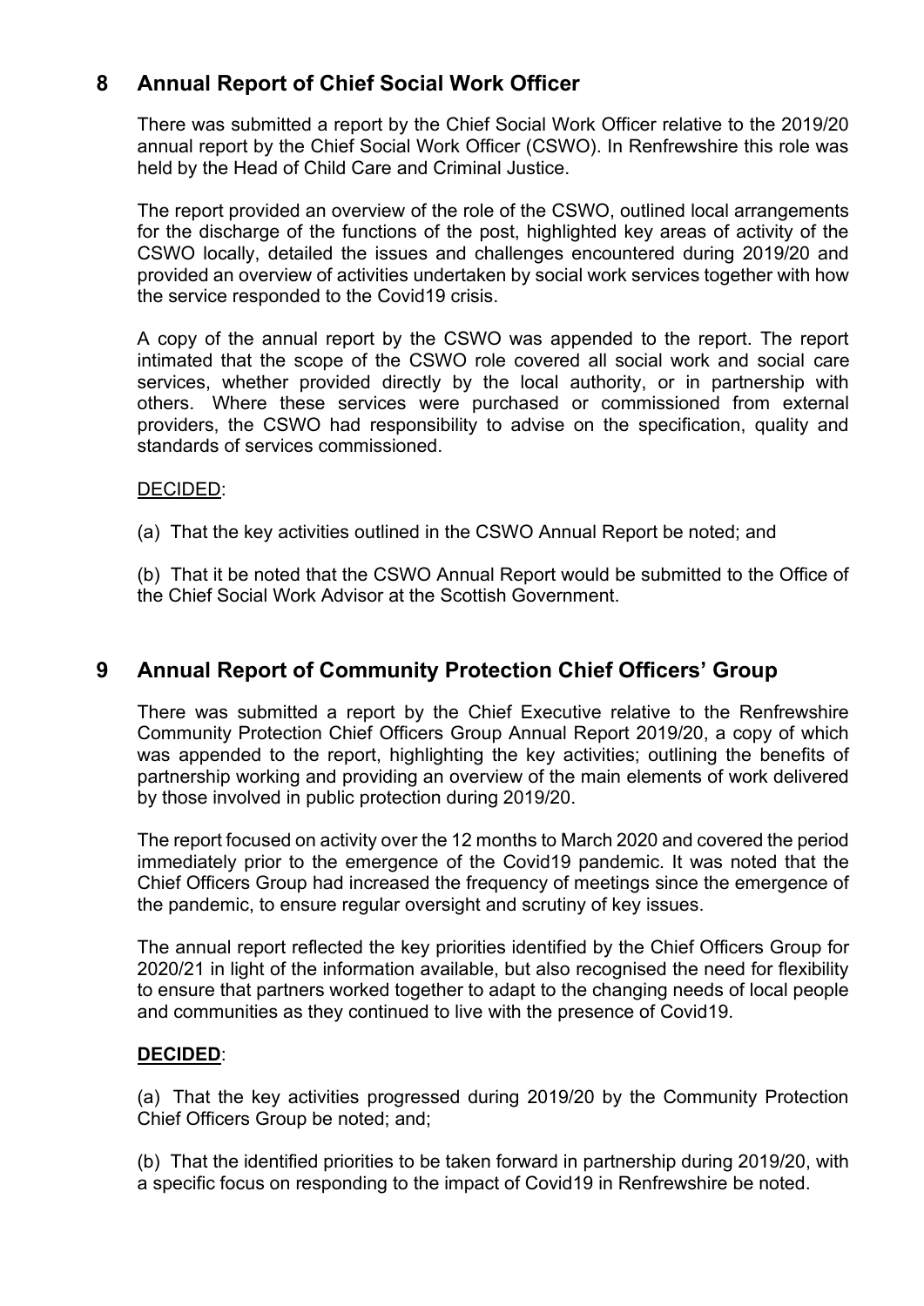## 8 Annual Report of Chief Social Work Officer

There was submitted a report by the Chief Social Work Officer relative to the 2019/20 annual report by the Chief Social Work Officer (CSWO). In Renfrewshire this role was held by the Head of Child Care and Criminal Justice.

The report provided an overview of the role of the CSWO, outlined local arrangements for the discharge of the functions of the post, highlighted key areas of activity of the CSWO locally, detailed the issues and challenges encountered during 2019/20 and provided an overview of activities undertaken by social work services together with how the service responded to the Covid19 crisis.

A copy of the annual report by the CSWO was appended to the report. The report intimated that the scope of the CSWO role covered all social work and social care services, whether provided directly by the local authority, or in partnership with others. Where these services were purchased or commissioned from external providers, the CSWO had responsibility to advise on the specification, quality and standards of services commissioned.

DECIDED:

(a) That the key activities outlined in the CSWO Annual Report be noted; and

(b) That it be noted that the CSWO Annual Report would be submitted to the Office of the Chief Social Work Advisor at the Scottish Government.

## 9 Annual Report of Community Protection Chief Officers' Group

There was submitted a report by the Chief Executive relative to the Renfrewshire Community Protection Chief Officers Group Annual Report 2019/20, a copy of which was appended to the report, highlighting the key activities; outlining the benefits of partnership working and providing an overview of the main elements of work delivered by those involved in public protection during 2019/20.

The report focused on activity over the 12 months to March 2020 and covered the period immediately prior to the emergence of the Covid19 pandemic. It was noted that the Chief Officers Group had increased the frequency of meetings since the emergence of the pandemic, to ensure regular oversight and scrutiny of key issues.

The annual report reflected the key priorities identified by the Chief Officers Group for 2020/21 in light of the information available, but also recognised the need for flexibility to ensure that partners worked together to adapt to the changing needs of local people and communities as they continued to live with the presence of Covid19.

**DECIDED**:

(a) That the key activities progressed during 2019/20 by the Community Protection Chief Officers Group be noted; and;

(b) That the identified priorities to be taken forward in partnership during 2019/20, with a specific focus on responding to the impact of Covid19 in Renfrewshire be noted.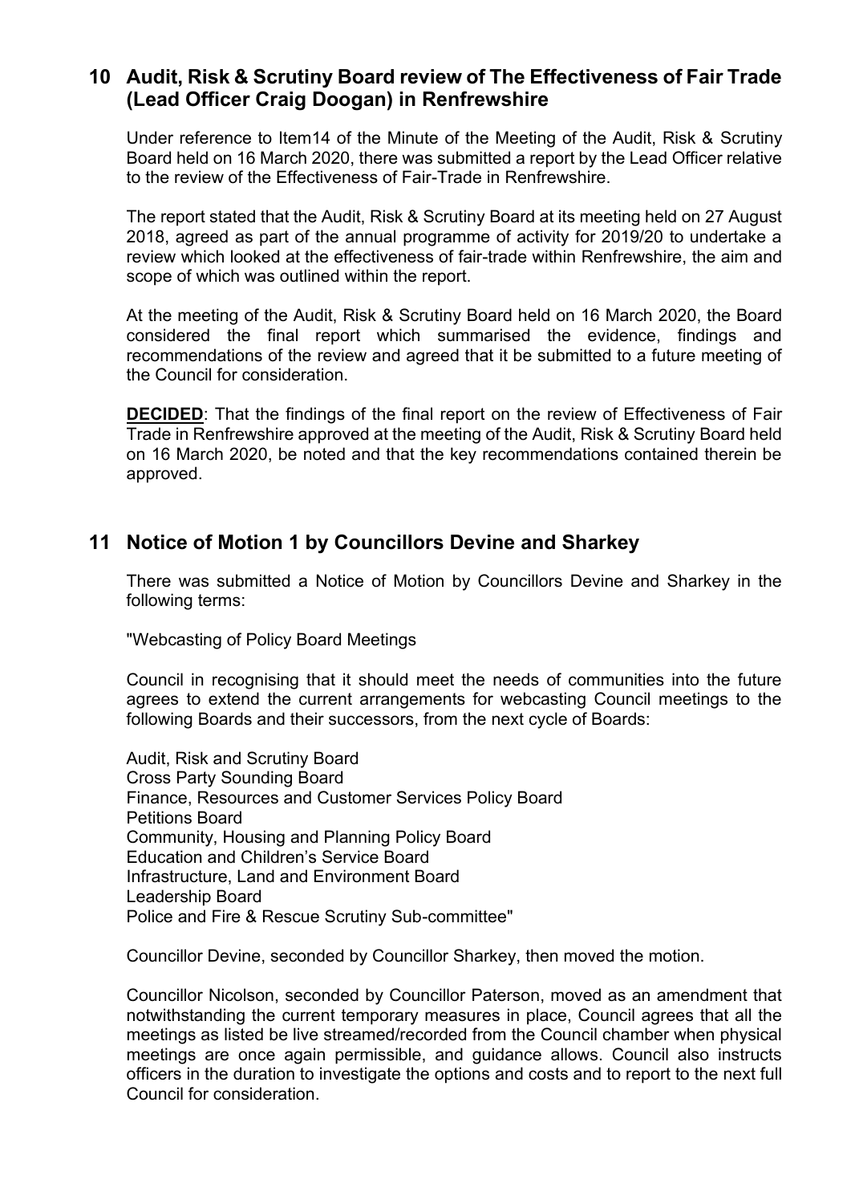## 10 Audit, Risk & Scrutiny Board review of The Effectiveness of Fair Trade (Lead Officer Craig Doogan) in Renfrewshire

Under reference to Item14 of the Minute of the Meeting of the Audit, Risk & Scrutiny Board held on 16 March 2020, there was submitted a report by the Lead Officer relative to the review of the Effectiveness of Fair-Trade in Renfrewshire.

The report stated that the Audit, Risk & Scrutiny Board at its meeting held on 27 August 2018, agreed as part of the annual programme of activity for 2019/20 to undertake a review which looked at the effectiveness of fair-trade within Renfrewshire, the aim and scope of which was outlined within the report.

At the meeting of the Audit, Risk & Scrutiny Board held on 16 March 2020, the Board considered the final report which summarised the evidence, findings and recommendations of the review and agreed that it be submitted to a future meeting of the Council for consideration.

**DECIDED**: That the findings of the final report on the review of Effectiveness of Fair Trade in Renfrewshire approved at the meeting of the Audit, Risk & Scrutiny Board held on 16 March 2020, be noted and that the key recommendations contained therein be approved.

## 11 Notice of Motion 1 by Councillors Devine and Sharkey

There was submitted a Notice of Motion by Councillors Devine and Sharkey in the following terms:

"Webcasting of Policy Board Meetings

Council in recognising that it should meet the needs of communities into the future agrees to extend the current arrangements for webcasting Council meetings to the following Boards and their successors, from the next cycle of Boards:

Audit, Risk and Scrutiny Board
Cross Party Sounding Board
Finance, Resources and Customer Services Policy Board
Petitions Board
Community, Housing and Planning Policy Board
Education and Children's Service Board
Infrastructure, Land and Environment Board
Leadership Board
Police and Fire & Rescue Scrutiny Sub-committee"

Councillor Devine, seconded by Councillor Sharkey, then moved the motion.

Councillor Nicolson, seconded by Councillor Paterson, moved as an amendment that notwithstanding the current temporary measures in place, Council agrees that all the meetings as listed be live streamed/recorded from the Council chamber when physical meetings are once again permissible, and guidance allows. Council also instructs officers in the duration to investigate the options and costs and to report to the next full Council for consideration.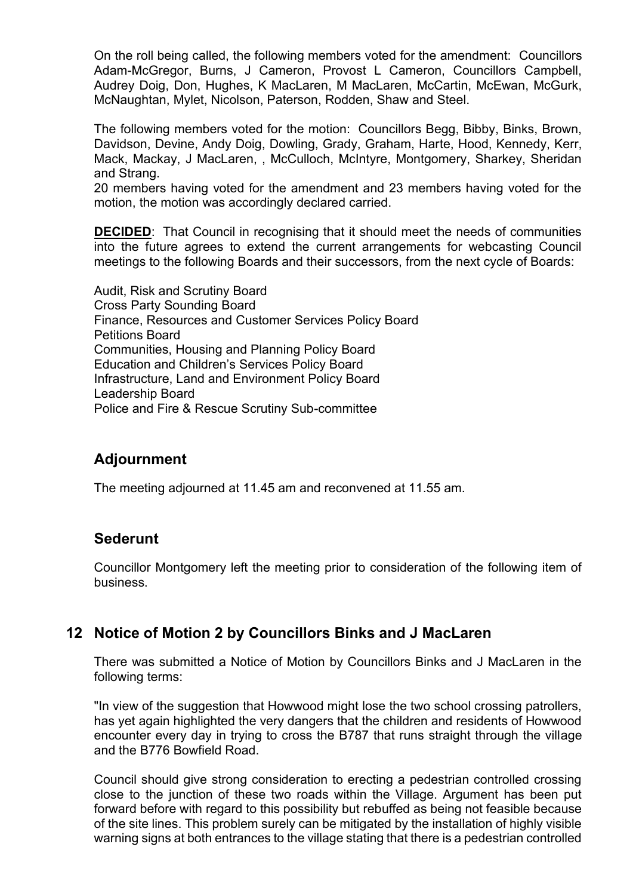On the roll being called, the following members voted for the amendment: Councillors Adam-McGregor, Burns, J Cameron, Provost L Cameron, Councillors Campbell, Audrey Doig, Don, Hughes, K MacLaren, M MacLaren, McCartin, McEwan, McGurk, McNaughtan, Mylet, Nicolson, Paterson, Rodden, Shaw and Steel.

The following members voted for the motion: Councillors Begg, Bibby, Binks, Brown, Davidson, Devine, Andy Doig, Dowling, Grady, Graham, Harte, Hood, Kennedy, Kerr, Mack, Mackay, J MacLaren, , McCulloch, McIntyre, Montgomery, Sharkey, Sheridan and Strang.

20 members having voted for the amendment and 23 members having voted for the motion, the motion was accordingly declared carried.

**DECIDED**: That Council in recognising that it should meet the needs of communities into the future agrees to extend the current arrangements for webcasting Council meetings to the following Boards and their successors, from the next cycle of Boards:

Audit, Risk and Scrutiny Board
Cross Party Sounding Board
Finance, Resources and Customer Services Policy Board
Petitions Board
Communities, Housing and Planning Policy Board
Education and Children's Services Policy Board
Infrastructure, Land and Environment Policy Board
Leadership Board
Police and Fire & Rescue Scrutiny Sub-committee

## Adjournment

The meeting adjourned at 11.45 am and reconvened at 11.55 am.

## Sederunt

Councillor Montgomery left the meeting prior to consideration of the following item of business.

## 12 Notice of Motion 2 by Councillors Binks and J MacLaren

There was submitted a Notice of Motion by Councillors Binks and J MacLaren in the following terms:

"In view of the suggestion that Howwood might lose the two school crossing patrollers, has yet again highlighted the very dangers that the children and residents of Howwood encounter every day in trying to cross the B787 that runs straight through the village and the B776 Bowfield Road.

Council should give strong consideration to erecting a pedestrian controlled crossing close to the junction of these two roads within the Village. Argument has been put forward before with regard to this possibility but rebuffed as being not feasible because of the site lines. This problem surely can be mitigated by the installation of highly visible warning signs at both entrances to the village stating that there is a pedestrian controlled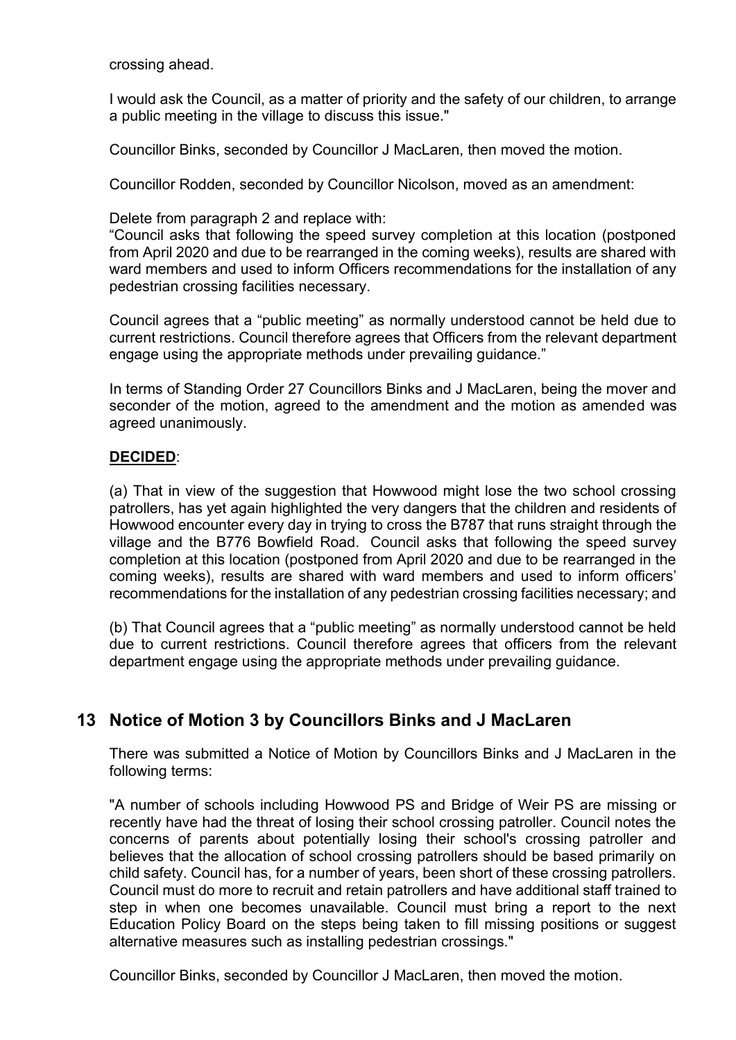crossing ahead.

I would ask the Council, as a matter of priority and the safety of our children, to arrange a public meeting in the village to discuss this issue."

Councillor Binks, seconded by Councillor J MacLaren, then moved the motion.

Councillor Rodden, seconded by Councillor Nicolson, moved as an amendment:

Delete from paragraph 2 and replace with:
"Council asks that following the speed survey completion at this location (postponed from April 2020 and due to be rearranged in the coming weeks), results are shared with ward members and used to inform Officers recommendations for the installation of any pedestrian crossing facilities necessary.

Council agrees that a "public meeting" as normally understood cannot be held due to current restrictions. Council therefore agrees that Officers from the relevant department engage using the appropriate methods under prevailing guidance."

In terms of Standing Order 27 Councillors Binks and J MacLaren, being the mover and seconder of the motion, agreed to the amendment and the motion as amended was agreed unanimously.

**DECIDED**:

(a) That in view of the suggestion that Howwood might lose the two school crossing patrollers, has yet again highlighted the very dangers that the children and residents of Howwood encounter every day in trying to cross the B787 that runs straight through the village and the B776 Bowfield Road. Council asks that following the speed survey completion at this location (postponed from April 2020 and due to be rearranged in the coming weeks), results are shared with ward members and used to inform officers' recommendations for the installation of any pedestrian crossing facilities necessary; and

(b) That Council agrees that a "public meeting" as normally understood cannot be held due to current restrictions. Council therefore agrees that officers from the relevant department engage using the appropriate methods under prevailing guidance.

## 13 Notice of Motion 3 by Councillors Binks and J MacLaren

There was submitted a Notice of Motion by Councillors Binks and J MacLaren in the following terms:

"A number of schools including Howwood PS and Bridge of Weir PS are missing or recently have had the threat of losing their school crossing patroller. Council notes the concerns of parents about potentially losing their school's crossing patroller and believes that the allocation of school crossing patrollers should be based primarily on child safety. Council has, for a number of years, been short of these crossing patrollers. Council must do more to recruit and retain patrollers and have additional staff trained to step in when one becomes unavailable. Council must bring a report to the next Education Policy Board on the steps being taken to fill missing positions or suggest alternative measures such as installing pedestrian crossings."

Councillor Binks, seconded by Councillor J MacLaren, then moved the motion.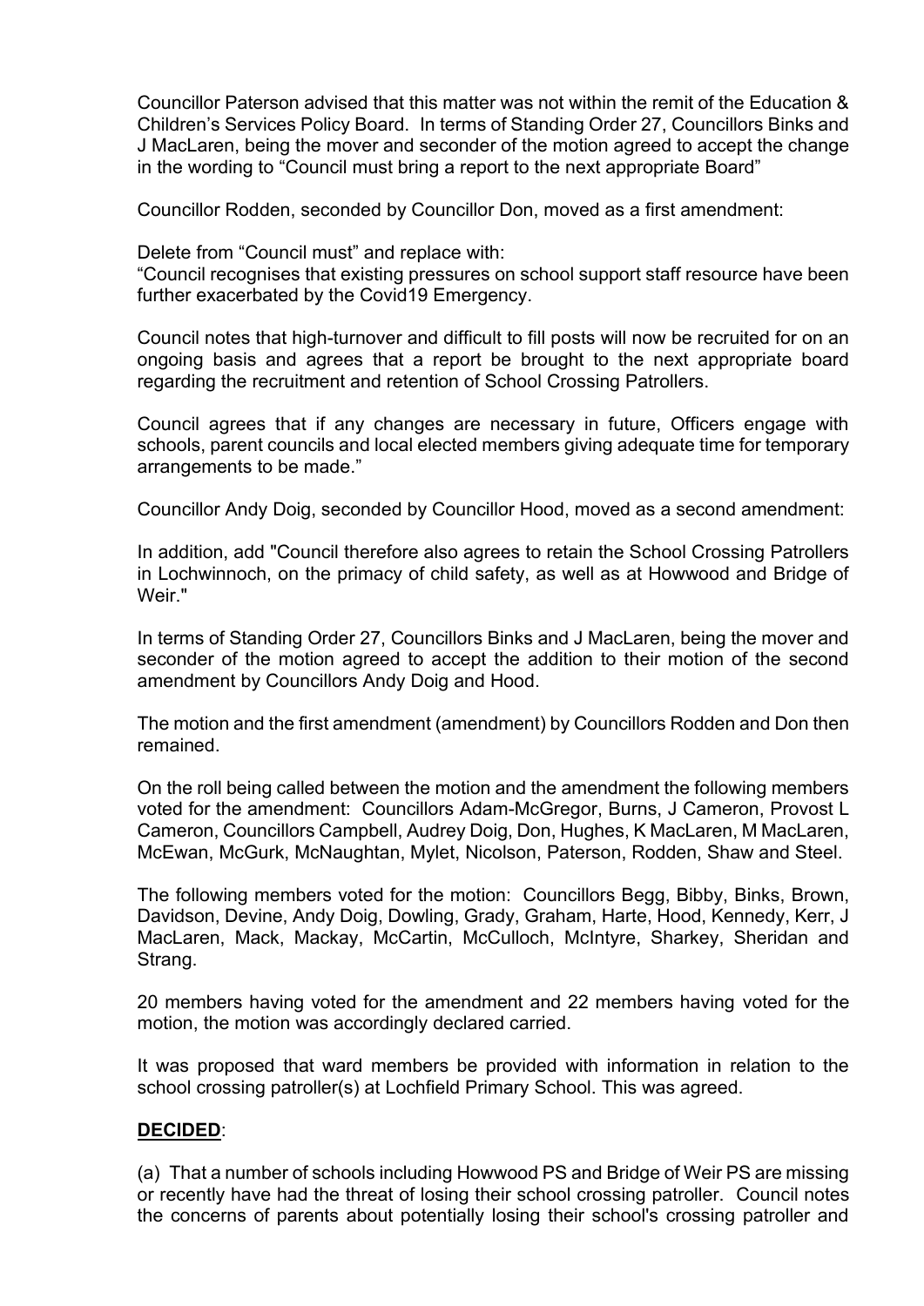Councillor Paterson advised that this matter was not within the remit of the Education & Children's Services Policy Board. In terms of Standing Order 27, Councillors Binks and J MacLaren, being the mover and seconder of the motion agreed to accept the change in the wording to "Council must bring a report to the next appropriate Board"

Councillor Rodden, seconded by Councillor Don, moved as a first amendment:

Delete from "Council must" and replace with:
"Council recognises that existing pressures on school support staff resource have been further exacerbated by the Covid19 Emergency.

Council notes that high-turnover and difficult to fill posts will now be recruited for on an ongoing basis and agrees that a report be brought to the next appropriate board regarding the recruitment and retention of School Crossing Patrollers.

Council agrees that if any changes are necessary in future, Officers engage with schools, parent councils and local elected members giving adequate time for temporary arrangements to be made."

Councillor Andy Doig, seconded by Councillor Hood, moved as a second amendment:

In addition, add "Council therefore also agrees to retain the School Crossing Patrollers in Lochwinnoch, on the primacy of child safety, as well as at Howwood and Bridge of Weir."

In terms of Standing Order 27, Councillors Binks and J MacLaren, being the mover and seconder of the motion agreed to accept the addition to their motion of the second amendment by Councillors Andy Doig and Hood.

The motion and the first amendment (amendment) by Councillors Rodden and Don then remained.

On the roll being called between the motion and the amendment the following members voted for the amendment: Councillors Adam-McGregor, Burns, J Cameron, Provost L Cameron, Councillors Campbell, Audrey Doig, Don, Hughes, K MacLaren, M MacLaren, McEwan, McGurk, McNaughtan, Mylet, Nicolson, Paterson, Rodden, Shaw and Steel.

The following members voted for the motion: Councillors Begg, Bibby, Binks, Brown, Davidson, Devine, Andy Doig, Dowling, Grady, Graham, Harte, Hood, Kennedy, Kerr, J MacLaren, Mack, Mackay, McCartin, McCulloch, McIntyre, Sharkey, Sheridan and Strang.

20 members having voted for the amendment and 22 members having voted for the motion, the motion was accordingly declared carried.

It was proposed that ward members be provided with information in relation to the school crossing patroller(s) at Lochfield Primary School. This was agreed.

**DECIDED**:

(a) That a number of schools including Howwood PS and Bridge of Weir PS are missing or recently have had the threat of losing their school crossing patroller. Council notes the concerns of parents about potentially losing their school's crossing patroller and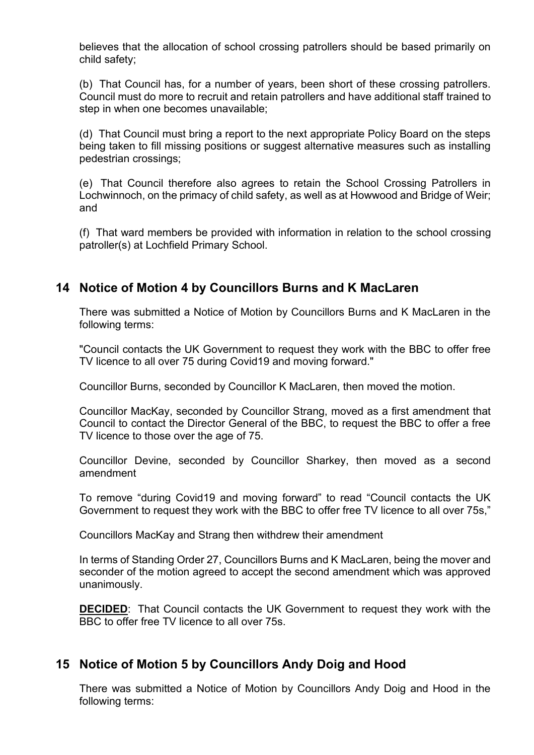believes that the allocation of school crossing patrollers should be based primarily on child safety;

(b) That Council has, for a number of years, been short of these crossing patrollers. Council must do more to recruit and retain patrollers and have additional staff trained to step in when one becomes unavailable;

(d) That Council must bring a report to the next appropriate Policy Board on the steps being taken to fill missing positions or suggest alternative measures such as installing pedestrian crossings;

(e) That Council therefore also agrees to retain the School Crossing Patrollers in Lochwinnoch, on the primacy of child safety, as well as at Howwood and Bridge of Weir; and

(f) That ward members be provided with information in relation to the school crossing patroller(s) at Lochfield Primary School.

## 14 Notice of Motion 4 by Councillors Burns and K MacLaren

There was submitted a Notice of Motion by Councillors Burns and K MacLaren in the following terms:

"Council contacts the UK Government to request they work with the BBC to offer free TV licence to all over 75 during Covid19 and moving forward."

Councillor Burns, seconded by Councillor K MacLaren, then moved the motion.

Councillor MacKay, seconded by Councillor Strang, moved as a first amendment that Council to contact the Director General of the BBC, to request the BBC to offer a free TV licence to those over the age of 75.

Councillor Devine, seconded by Councillor Sharkey, then moved as a second amendment

To remove "during Covid19 and moving forward" to read "Council contacts the UK Government to request they work with the BBC to offer free TV licence to all over 75s,"

Councillors MacKay and Strang then withdrew their amendment

In terms of Standing Order 27, Councillors Burns and K MacLaren, being the mover and seconder of the motion agreed to accept the second amendment which was approved unanimously.

**DECIDED**: That Council contacts the UK Government to request they work with the BBC to offer free TV licence to all over 75s.

## 15 Notice of Motion 5 by Councillors Andy Doig and Hood

There was submitted a Notice of Motion by Councillors Andy Doig and Hood in the following terms: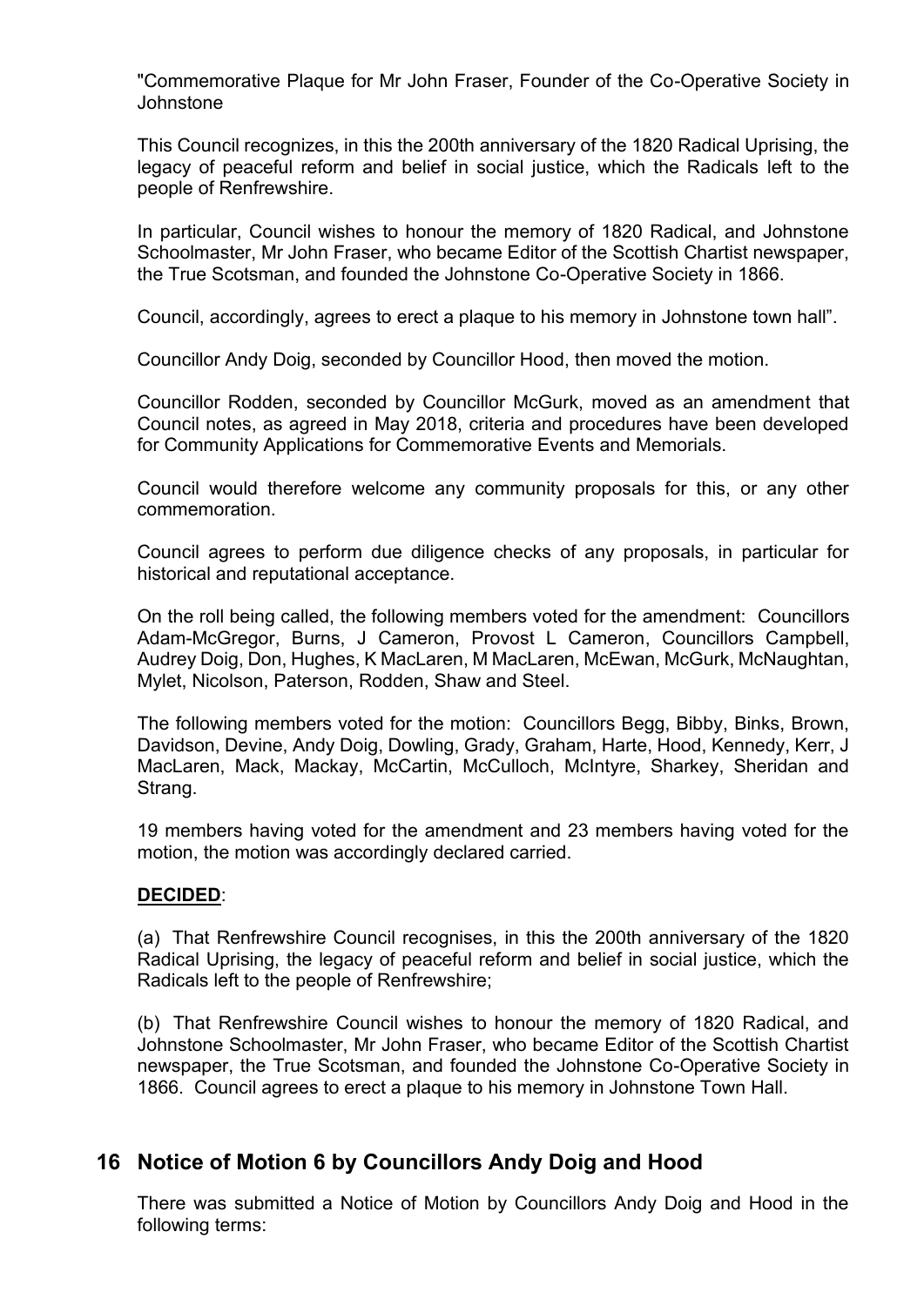"Commemorative Plaque for Mr John Fraser, Founder of the Co-Operative Society in Johnstone

This Council recognizes, in this the 200th anniversary of the 1820 Radical Uprising, the legacy of peaceful reform and belief in social justice, which the Radicals left to the people of Renfrewshire.

In particular, Council wishes to honour the memory of 1820 Radical, and Johnstone Schoolmaster, Mr John Fraser, who became Editor of the Scottish Chartist newspaper, the True Scotsman, and founded the Johnstone Co-Operative Society in 1866.

Council, accordingly, agrees to erect a plaque to his memory in Johnstone town hall".

Councillor Andy Doig, seconded by Councillor Hood, then moved the motion.

Councillor Rodden, seconded by Councillor McGurk, moved as an amendment that Council notes, as agreed in May 2018, criteria and procedures have been developed for Community Applications for Commemorative Events and Memorials.

Council would therefore welcome any community proposals for this, or any other commemoration.

Council agrees to perform due diligence checks of any proposals, in particular for historical and reputational acceptance.

On the roll being called, the following members voted for the amendment: Councillors Adam-McGregor, Burns, J Cameron, Provost L Cameron, Councillors Campbell, Audrey Doig, Don, Hughes, K MacLaren, M MacLaren, McEwan, McGurk, McNaughtan, Mylet, Nicolson, Paterson, Rodden, Shaw and Steel.

The following members voted for the motion: Councillors Begg, Bibby, Binks, Brown, Davidson, Devine, Andy Doig, Dowling, Grady, Graham, Harte, Hood, Kennedy, Kerr, J MacLaren, Mack, Mackay, McCartin, McCulloch, McIntyre, Sharkey, Sheridan and Strang.

19 members having voted for the amendment and 23 members having voted for the motion, the motion was accordingly declared carried.

**DECIDED**:

(a) That Renfrewshire Council recognises, in this the 200th anniversary of the 1820 Radical Uprising, the legacy of peaceful reform and belief in social justice, which the Radicals left to the people of Renfrewshire;

(b) That Renfrewshire Council wishes to honour the memory of 1820 Radical, and Johnstone Schoolmaster, Mr John Fraser, who became Editor of the Scottish Chartist newspaper, the True Scotsman, and founded the Johnstone Co-Operative Society in 1866. Council agrees to erect a plaque to his memory in Johnstone Town Hall.

## 16 Notice of Motion 6 by Councillors Andy Doig and Hood

There was submitted a Notice of Motion by Councillors Andy Doig and Hood in the following terms: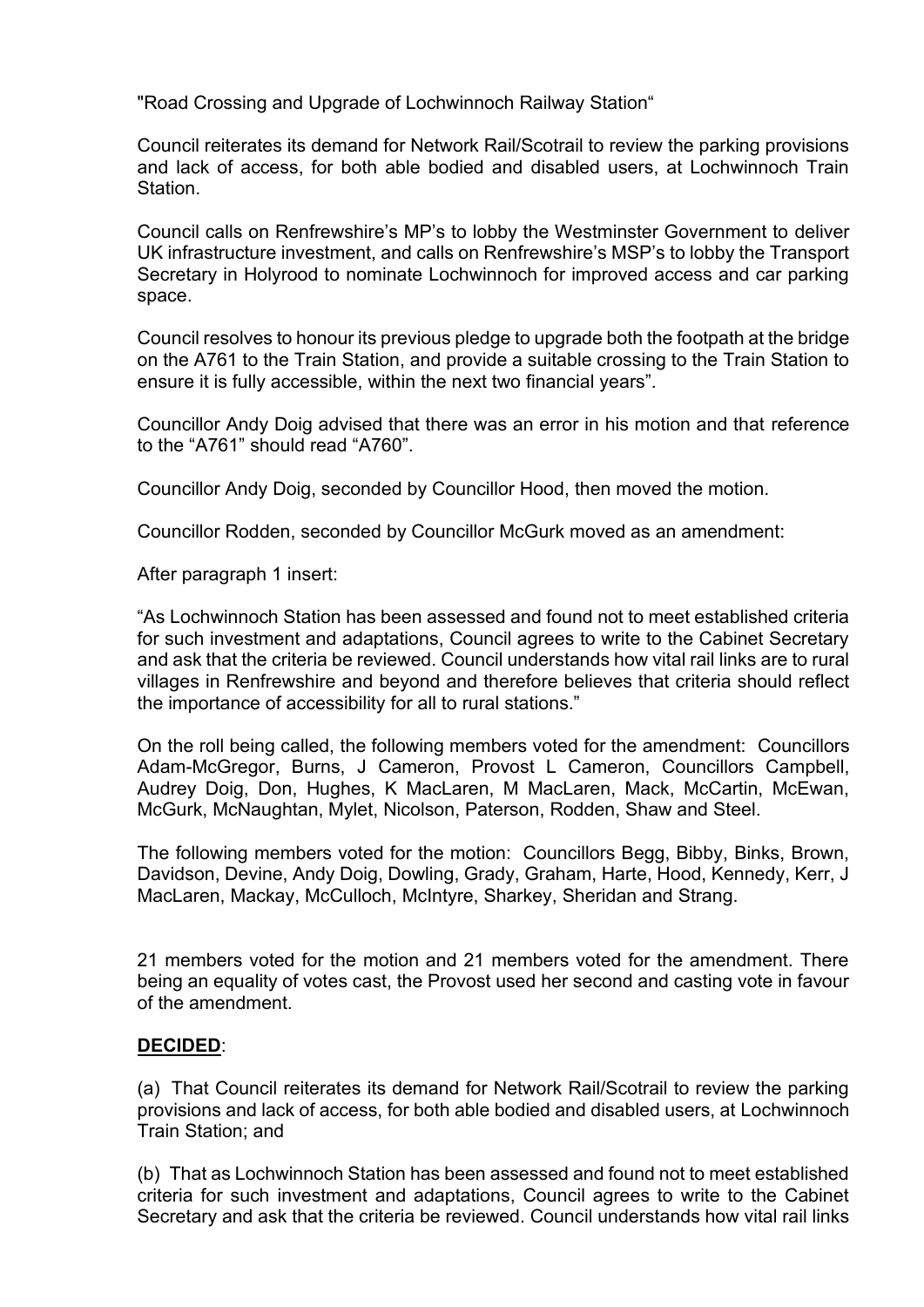"Road Crossing and Upgrade of Lochwinnoch Railway Station"

Council reiterates its demand for Network Rail/Scotrail to review the parking provisions and lack of access, for both able bodied and disabled users, at Lochwinnoch Train Station.

Council calls on Renfrewshire's MP's to lobby the Westminster Government to deliver UK infrastructure investment, and calls on Renfrewshire's MSP's to lobby the Transport Secretary in Holyrood to nominate Lochwinnoch for improved access and car parking space.

Council resolves to honour its previous pledge to upgrade both the footpath at the bridge on the A761 to the Train Station, and provide a suitable crossing to the Train Station to ensure it is fully accessible, within the next two financial years".

Councillor Andy Doig advised that there was an error in his motion and that reference to the "A761" should read "A760".

Councillor Andy Doig, seconded by Councillor Hood, then moved the motion.

Councillor Rodden, seconded by Councillor McGurk moved as an amendment:

After paragraph 1 insert:

"As Lochwinnoch Station has been assessed and found not to meet established criteria for such investment and adaptations, Council agrees to write to the Cabinet Secretary and ask that the criteria be reviewed. Council understands how vital rail links are to rural villages in Renfrewshire and beyond and therefore believes that criteria should reflect the importance of accessibility for all to rural stations."

On the roll being called, the following members voted for the amendment: Councillors Adam-McGregor, Burns, J Cameron, Provost L Cameron, Councillors Campbell, Audrey Doig, Don, Hughes, K MacLaren, M MacLaren, Mack, McCartin, McEwan, McGurk, McNaughtan, Mylet, Nicolson, Paterson, Rodden, Shaw and Steel.

The following members voted for the motion: Councillors Begg, Bibby, Binks, Brown, Davidson, Devine, Andy Doig, Dowling, Grady, Graham, Harte, Hood, Kennedy, Kerr, J MacLaren, Mackay, McCulloch, McIntyre, Sharkey, Sheridan and Strang.

21 members voted for the motion and 21 members voted for the amendment. There being an equality of votes cast, the Provost used her second and casting vote in favour of the amendment.

**DECIDED**:

(a) That Council reiterates its demand for Network Rail/Scotrail to review the parking provisions and lack of access, for both able bodied and disabled users, at Lochwinnoch Train Station; and

(b) That as Lochwinnoch Station has been assessed and found not to meet established criteria for such investment and adaptations, Council agrees to write to the Cabinet Secretary and ask that the criteria be reviewed. Council understands how vital rail links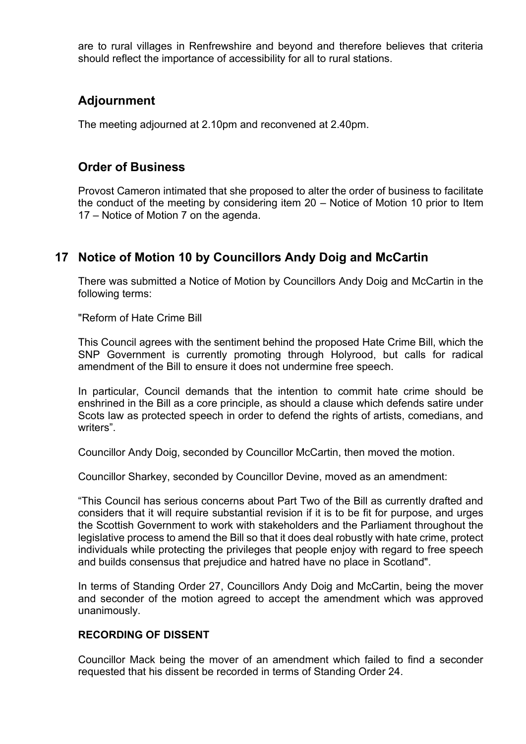are to rural villages in Renfrewshire and beyond and therefore believes that criteria should reflect the importance of accessibility for all to rural stations.

## Adjournment

The meeting adjourned at 2.10pm and reconvened at 2.40pm.

## Order of Business

Provost Cameron intimated that she proposed to alter the order of business to facilitate the conduct of the meeting by considering item 20 – Notice of Motion 10 prior to Item 17 – Notice of Motion 7 on the agenda.

## 17 Notice of Motion 10 by Councillors Andy Doig and McCartin

There was submitted a Notice of Motion by Councillors Andy Doig and McCartin in the following terms:

"Reform of Hate Crime Bill

This Council agrees with the sentiment behind the proposed Hate Crime Bill, which the SNP Government is currently promoting through Holyrood, but calls for radical amendment of the Bill to ensure it does not undermine free speech.

In particular, Council demands that the intention to commit hate crime should be enshrined in the Bill as a core principle, as should a clause which defends satire under Scots law as protected speech in order to defend the rights of artists, comedians, and writers".

Councillor Andy Doig, seconded by Councillor McCartin, then moved the motion.

Councillor Sharkey, seconded by Councillor Devine, moved as an amendment:

"This Council has serious concerns about Part Two of the Bill as currently drafted and considers that it will require substantial revision if it is to be fit for purpose, and urges the Scottish Government to work with stakeholders and the Parliament throughout the legislative process to amend the Bill so that it does deal robustly with hate crime, protect individuals while protecting the privileges that people enjoy with regard to free speech and builds consensus that prejudice and hatred have no place in Scotland".

In terms of Standing Order 27, Councillors Andy Doig and McCartin, being the mover and seconder of the motion agreed to accept the amendment which was approved unanimously.

**RECORDING OF DISSENT**

Councillor Mack being the mover of an amendment which failed to find a seconder requested that his dissent be recorded in terms of Standing Order 24.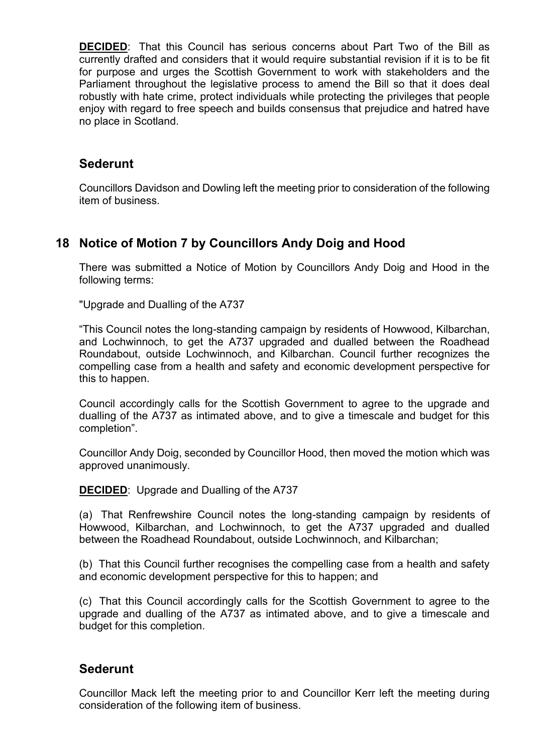**DECIDED**: That this Council has serious concerns about Part Two of the Bill as currently drafted and considers that it would require substantial revision if it is to be fit for purpose and urges the Scottish Government to work with stakeholders and the Parliament throughout the legislative process to amend the Bill so that it does deal robustly with hate crime, protect individuals while protecting the privileges that people enjoy with regard to free speech and builds consensus that prejudice and hatred have no place in Scotland.

## Sederunt

Councillors Davidson and Dowling left the meeting prior to consideration of the following item of business.

## 18 Notice of Motion 7 by Councillors Andy Doig and Hood

There was submitted a Notice of Motion by Councillors Andy Doig and Hood in the following terms:

"Upgrade and Dualling of the A737

“This Council notes the long-standing campaign by residents of Howwood, Kilbarchan, and Lochwinnoch, to get the A737 upgraded and dualled between the Roadhead Roundabout, outside Lochwinnoch, and Kilbarchan. Council further recognizes the compelling case from a health and safety and economic development perspective for this to happen.

Council accordingly calls for the Scottish Government to agree to the upgrade and dualling of the A737 as intimated above, and to give a timescale and budget for this completion”.

Councillor Andy Doig, seconded by Councillor Hood, then moved the motion which was approved unanimously.

**DECIDED**: Upgrade and Dualling of the A737

(a) That Renfrewshire Council notes the long-standing campaign by residents of Howwood, Kilbarchan, and Lochwinnoch, to get the A737 upgraded and dualled between the Roadhead Roundabout, outside Lochwinnoch, and Kilbarchan;

(b) That this Council further recognises the compelling case from a health and safety and economic development perspective for this to happen; and

(c) That this Council accordingly calls for the Scottish Government to agree to the upgrade and dualling of the A737 as intimated above, and to give a timescale and budget for this completion.

## Sederunt

Councillor Mack left the meeting prior to and Councillor Kerr left the meeting during consideration of the following item of business.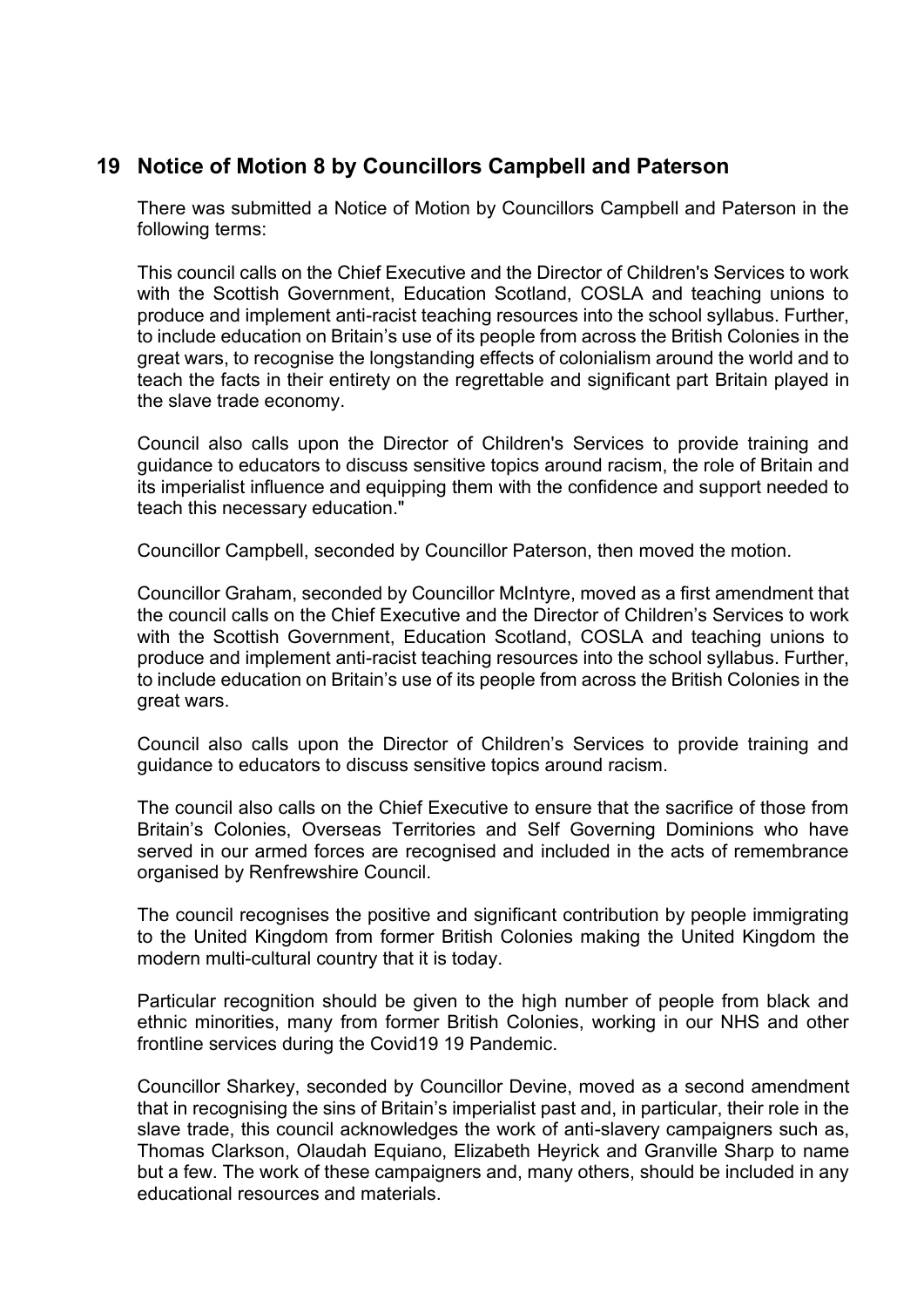## 19 Notice of Motion 8 by Councillors Campbell and Paterson

There was submitted a Notice of Motion by Councillors Campbell and Paterson in the following terms:

This council calls on the Chief Executive and the Director of Children's Services to work with the Scottish Government, Education Scotland, COSLA and teaching unions to produce and implement anti-racist teaching resources into the school syllabus. Further, to include education on Britain's use of its people from across the British Colonies in the great wars, to recognise the longstanding effects of colonialism around the world and to teach the facts in their entirety on the regrettable and significant part Britain played in the slave trade economy.

Council also calls upon the Director of Children's Services to provide training and guidance to educators to discuss sensitive topics around racism, the role of Britain and its imperialist influence and equipping them with the confidence and support needed to teach this necessary education."

Councillor Campbell, seconded by Councillor Paterson, then moved the motion.

Councillor Graham, seconded by Councillor McIntyre, moved as a first amendment that the council calls on the Chief Executive and the Director of Children's Services to work with the Scottish Government, Education Scotland, COSLA and teaching unions to produce and implement anti-racist teaching resources into the school syllabus. Further, to include education on Britain's use of its people from across the British Colonies in the great wars.

Council also calls upon the Director of Children's Services to provide training and guidance to educators to discuss sensitive topics around racism.

The council also calls on the Chief Executive to ensure that the sacrifice of those from Britain's Colonies, Overseas Territories and Self Governing Dominions who have served in our armed forces are recognised and included in the acts of remembrance organised by Renfrewshire Council.

The council recognises the positive and significant contribution by people immigrating to the United Kingdom from former British Colonies making the United Kingdom the modern multi-cultural country that it is today.

Particular recognition should be given to the high number of people from black and ethnic minorities, many from former British Colonies, working in our NHS and other frontline services during the Covid19 19 Pandemic.

Councillor Sharkey, seconded by Councillor Devine, moved as a second amendment that in recognising the sins of Britain's imperialist past and, in particular, their role in the slave trade, this council acknowledges the work of anti-slavery campaigners such as, Thomas Clarkson, Olaudah Equiano, Elizabeth Heyrick and Granville Sharp to name but a few. The work of these campaigners and, many others, should be included in any educational resources and materials.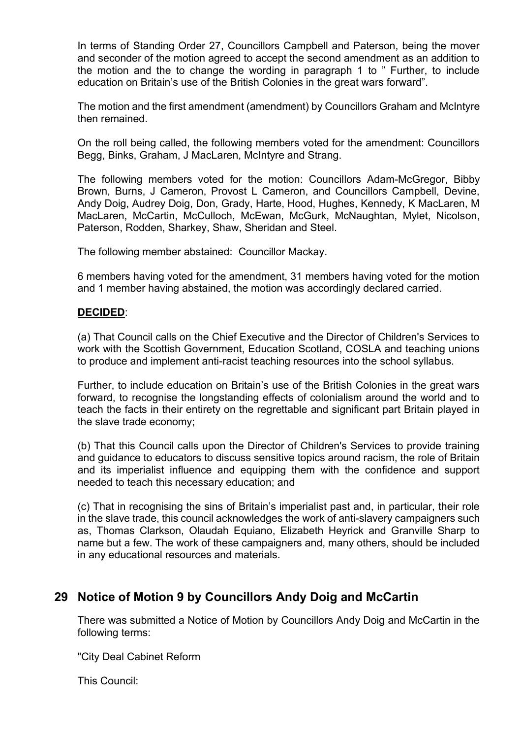In terms of Standing Order 27, Councillors Campbell and Paterson, being the mover and seconder of the motion agreed to accept the second amendment as an addition to the motion and the to change the wording in paragraph 1 to " Further, to include education on Britain's use of the British Colonies in the great wars forward".

The motion and the first amendment (amendment) by Councillors Graham and McIntyre then remained.

On the roll being called, the following members voted for the amendment: Councillors Begg, Binks, Graham, J MacLaren, McIntyre and Strang.

The following members voted for the motion: Councillors Adam-McGregor, Bibby Brown, Burns, J Cameron, Provost L Cameron, and Councillors Campbell, Devine, Andy Doig, Audrey Doig, Don, Grady, Harte, Hood, Hughes, Kennedy, K MacLaren, M MacLaren, McCartin, McCulloch, McEwan, McGurk, McNaughtan, Mylet, Nicolson, Paterson, Rodden, Sharkey, Shaw, Sheridan and Steel.

The following member abstained: Councillor Mackay.

6 members having voted for the amendment, 31 members having voted for the motion and 1 member having abstained, the motion was accordingly declared carried.

**DECIDED**:

(a) That Council calls on the Chief Executive and the Director of Children's Services to work with the Scottish Government, Education Scotland, COSLA and teaching unions to produce and implement anti-racist teaching resources into the school syllabus.

Further, to include education on Britain's use of the British Colonies in the great wars forward, to recognise the longstanding effects of colonialism around the world and to teach the facts in their entirety on the regrettable and significant part Britain played in the slave trade economy;

(b) That this Council calls upon the Director of Children's Services to provide training and guidance to educators to discuss sensitive topics around racism, the role of Britain and its imperialist influence and equipping them with the confidence and support needed to teach this necessary education; and

(c) That in recognising the sins of Britain's imperialist past and, in particular, their role in the slave trade, this council acknowledges the work of anti-slavery campaigners such as, Thomas Clarkson, Olaudah Equiano, Elizabeth Heyrick and Granville Sharp to name but a few. The work of these campaigners and, many others, should be included in any educational resources and materials.

## 29 Notice of Motion 9 by Councillors Andy Doig and McCartin

There was submitted a Notice of Motion by Councillors Andy Doig and McCartin in the following terms:

"City Deal Cabinet Reform

This Council: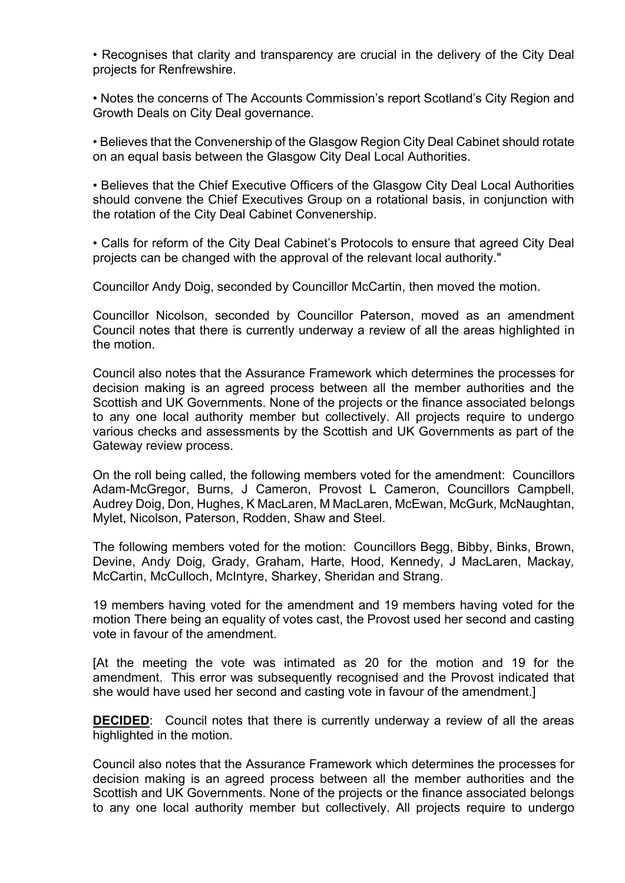• Recognises that clarity and transparency are crucial in the delivery of the City Deal projects for Renfrewshire.

• Notes the concerns of The Accounts Commission's report Scotland's City Region and Growth Deals on City Deal governance.

• Believes that the Convenership of the Glasgow Region City Deal Cabinet should rotate on an equal basis between the Glasgow City Deal Local Authorities.

• Believes that the Chief Executive Officers of the Glasgow City Deal Local Authorities should convene the Chief Executives Group on a rotational basis, in conjunction with the rotation of the City Deal Cabinet Convenership.

• Calls for reform of the City Deal Cabinet's Protocols to ensure that agreed City Deal projects can be changed with the approval of the relevant local authority."

Councillor Andy Doig, seconded by Councillor McCartin, then moved the motion.

Councillor Nicolson, seconded by Councillor Paterson, moved as an amendment Council notes that there is currently underway a review of all the areas highlighted in the motion.

Council also notes that the Assurance Framework which determines the processes for decision making is an agreed process between all the member authorities and the Scottish and UK Governments. None of the projects or the finance associated belongs to any one local authority member but collectively. All projects require to undergo various checks and assessments by the Scottish and UK Governments as part of the Gateway review process.

On the roll being called, the following members voted for the amendment: Councillors Adam-McGregor, Burns, J Cameron, Provost L Cameron, Councillors Campbell, Audrey Doig, Don, Hughes, K MacLaren, M MacLaren, McEwan, McGurk, McNaughtan, Mylet, Nicolson, Paterson, Rodden, Shaw and Steel.

The following members voted for the motion: Councillors Begg, Bibby, Binks, Brown, Devine, Andy Doig, Grady, Graham, Harte, Hood, Kennedy, J MacLaren, Mackay, McCartin, McCulloch, McIntyre, Sharkey, Sheridan and Strang.

19 members having voted for the amendment and 19 members having voted for the motion There being an equality of votes cast, the Provost used her second and casting vote in favour of the amendment.

[At the meeting the vote was intimated as 20 for the motion and 19 for the amendment. This error was subsequently recognised and the Provost indicated that she would have used her second and casting vote in favour of the amendment.]

**DECIDED**: Council notes that there is currently underway a review of all the areas highlighted in the motion.

Council also notes that the Assurance Framework which determines the processes for decision making is an agreed process between all the member authorities and the Scottish and UK Governments. None of the projects or the finance associated belongs to any one local authority member but collectively. All projects require to undergo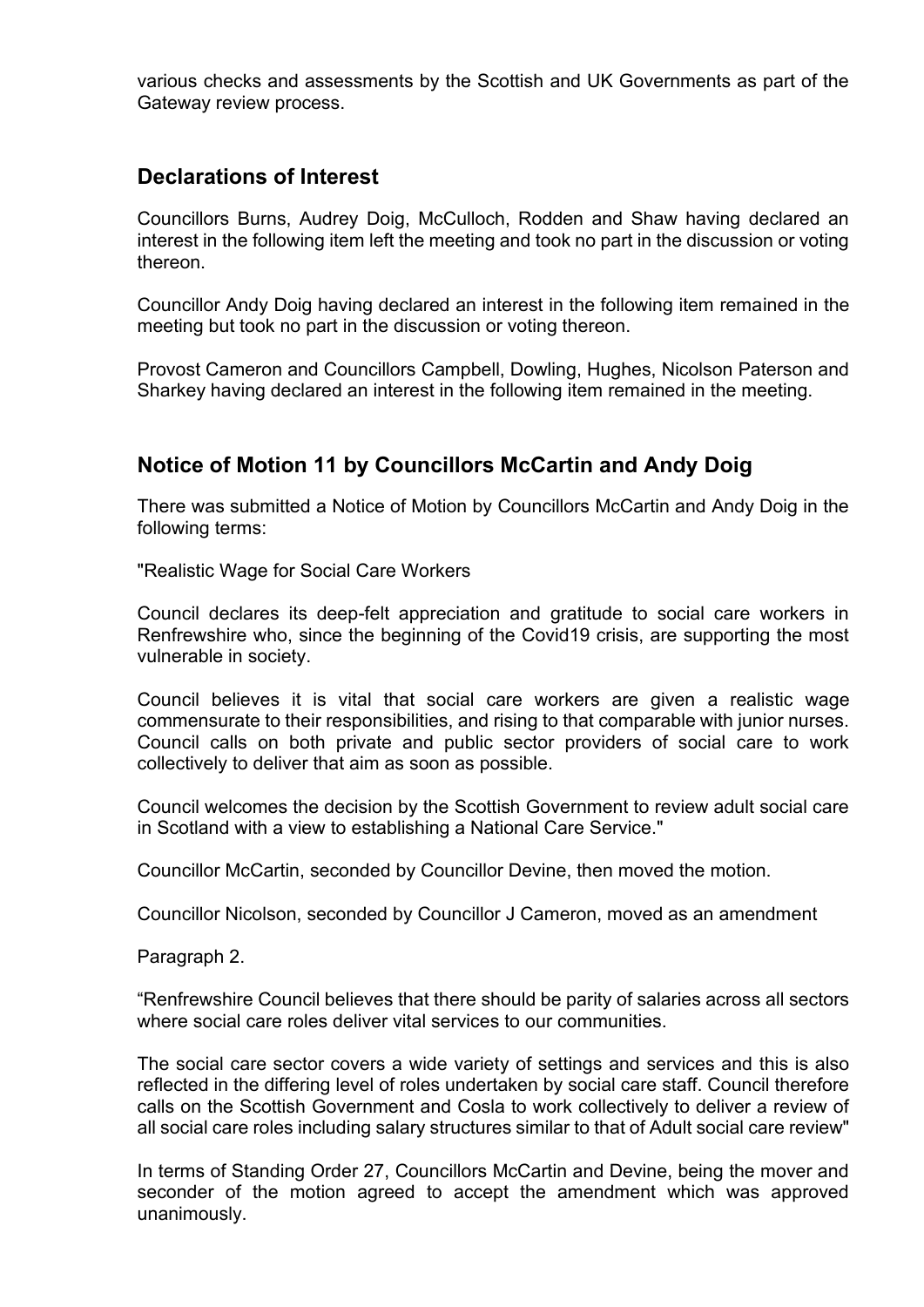various checks and assessments by the Scottish and UK Governments as part of the Gateway review process.

## Declarations of Interest

Councillors Burns, Audrey Doig, McCulloch, Rodden and Shaw having declared an interest in the following item left the meeting and took no part in the discussion or voting thereon.

Councillor Andy Doig having declared an interest in the following item remained in the meeting but took no part in the discussion or voting thereon.

Provost Cameron and Councillors Campbell, Dowling, Hughes, Nicolson Paterson and Sharkey having declared an interest in the following item remained in the meeting.

## Notice of Motion 11 by Councillors McCartin and Andy Doig

There was submitted a Notice of Motion by Councillors McCartin and Andy Doig in the following terms:

"Realistic Wage for Social Care Workers

Council declares its deep-felt appreciation and gratitude to social care workers in Renfrewshire who, since the beginning of the Covid19 crisis, are supporting the most vulnerable in society.

Council believes it is vital that social care workers are given a realistic wage commensurate to their responsibilities, and rising to that comparable with junior nurses. Council calls on both private and public sector providers of social care to work collectively to deliver that aim as soon as possible.

Council welcomes the decision by the Scottish Government to review adult social care in Scotland with a view to establishing a National Care Service."

Councillor McCartin, seconded by Councillor Devine, then moved the motion.

Councillor Nicolson, seconded by Councillor J Cameron, moved as an amendment

Paragraph 2.

"Renfrewshire Council believes that there should be parity of salaries across all sectors where social care roles deliver vital services to our communities.

The social care sector covers a wide variety of settings and services and this is also reflected in the differing level of roles undertaken by social care staff. Council therefore calls on the Scottish Government and Cosla to work collectively to deliver a review of all social care roles including salary structures similar to that of Adult social care review"

In terms of Standing Order 27, Councillors McCartin and Devine, being the mover and seconder of the motion agreed to accept the amendment which was approved unanimously.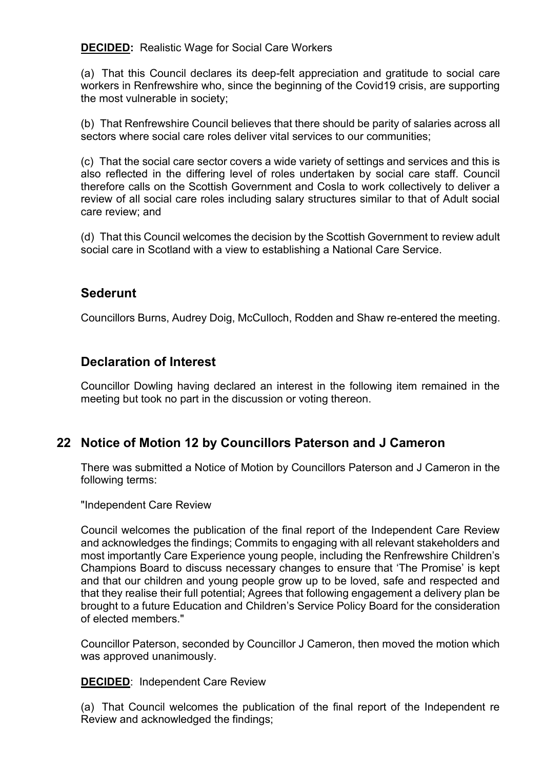**DECIDED:** Realistic Wage for Social Care Workers

(a) That this Council declares its deep-felt appreciation and gratitude to social care workers in Renfrewshire who, since the beginning of the Covid19 crisis, are supporting the most vulnerable in society;

(b) That Renfrewshire Council believes that there should be parity of salaries across all sectors where social care roles deliver vital services to our communities;

(c) That the social care sector covers a wide variety of settings and services and this is also reflected in the differing level of roles undertaken by social care staff. Council therefore calls on the Scottish Government and Cosla to work collectively to deliver a review of all social care roles including salary structures similar to that of Adult social care review; and

(d) That this Council welcomes the decision by the Scottish Government to review adult social care in Scotland with a view to establishing a National Care Service.

## Sederunt

Councillors Burns, Audrey Doig, McCulloch, Rodden and Shaw re-entered the meeting.

## Declaration of Interest

Councillor Dowling having declared an interest in the following item remained in the meeting but took no part in the discussion or voting thereon.

## 22 Notice of Motion 12 by Councillors Paterson and J Cameron

There was submitted a Notice of Motion by Councillors Paterson and J Cameron in the following terms:

"Independent Care Review

Council welcomes the publication of the final report of the Independent Care Review and acknowledges the findings; Commits to engaging with all relevant stakeholders and most importantly Care Experience young people, including the Renfrewshire Children's Champions Board to discuss necessary changes to ensure that 'The Promise' is kept and that our children and young people grow up to be loved, safe and respected and that they realise their full potential; Agrees that following engagement a delivery plan be brought to a future Education and Children's Service Policy Board for the consideration of elected members."

Councillor Paterson, seconded by Councillor J Cameron, then moved the motion which was approved unanimously.

**DECIDED**: Independent Care Review

(a) That Council welcomes the publication of the final report of the Independent re Review and acknowledged the findings;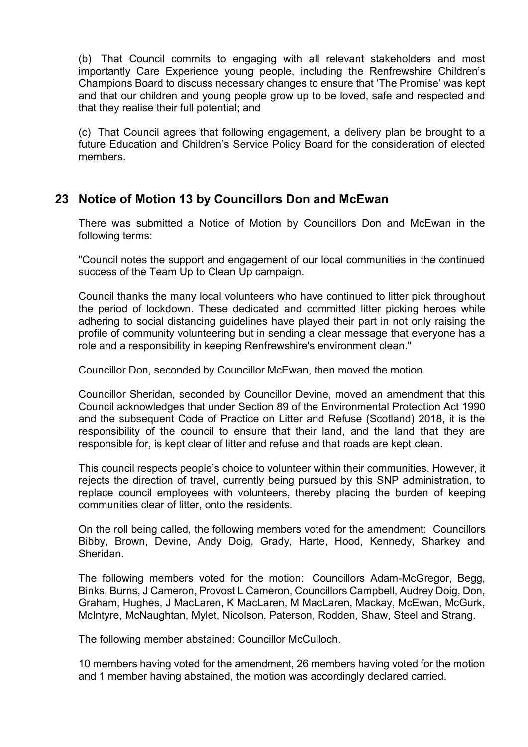(b) That Council commits to engaging with all relevant stakeholders and most importantly Care Experience young people, including the Renfrewshire Children's Champions Board to discuss necessary changes to ensure that 'The Promise' was kept and that our children and young people grow up to be loved, safe and respected and that they realise their full potential; and

(c) That Council agrees that following engagement, a delivery plan be brought to a future Education and Children's Service Policy Board for the consideration of elected members.

## 23 Notice of Motion 13 by Councillors Don and McEwan

There was submitted a Notice of Motion by Councillors Don and McEwan in the following terms:

"Council notes the support and engagement of our local communities in the continued success of the Team Up to Clean Up campaign.

Council thanks the many local volunteers who have continued to litter pick throughout the period of lockdown. These dedicated and committed litter picking heroes while adhering to social distancing guidelines have played their part in not only raising the profile of community volunteering but in sending a clear message that everyone has a role and a responsibility in keeping Renfrewshire's environment clean."

Councillor Don, seconded by Councillor McEwan, then moved the motion.

Councillor Sheridan, seconded by Councillor Devine, moved an amendment that this Council acknowledges that under Section 89 of the Environmental Protection Act 1990 and the subsequent Code of Practice on Litter and Refuse (Scotland) 2018, it is the responsibility of the council to ensure that their land, and the land that they are responsible for, is kept clear of litter and refuse and that roads are kept clean.

This council respects people's choice to volunteer within their communities. However, it rejects the direction of travel, currently being pursued by this SNP administration, to replace council employees with volunteers, thereby placing the burden of keeping communities clear of litter, onto the residents.

On the roll being called, the following members voted for the amendment: Councillors Bibby, Brown, Devine, Andy Doig, Grady, Harte, Hood, Kennedy, Sharkey and Sheridan.

The following members voted for the motion: Councillors Adam-McGregor, Begg, Binks, Burns, J Cameron, Provost L Cameron, Councillors Campbell, Audrey Doig, Don, Graham, Hughes, J MacLaren, K MacLaren, M MacLaren, Mackay, McEwan, McGurk, McIntyre, McNaughtan, Mylet, Nicolson, Paterson, Rodden, Shaw, Steel and Strang.

The following member abstained: Councillor McCulloch.

10 members having voted for the amendment, 26 members having voted for the motion and 1 member having abstained, the motion was accordingly declared carried.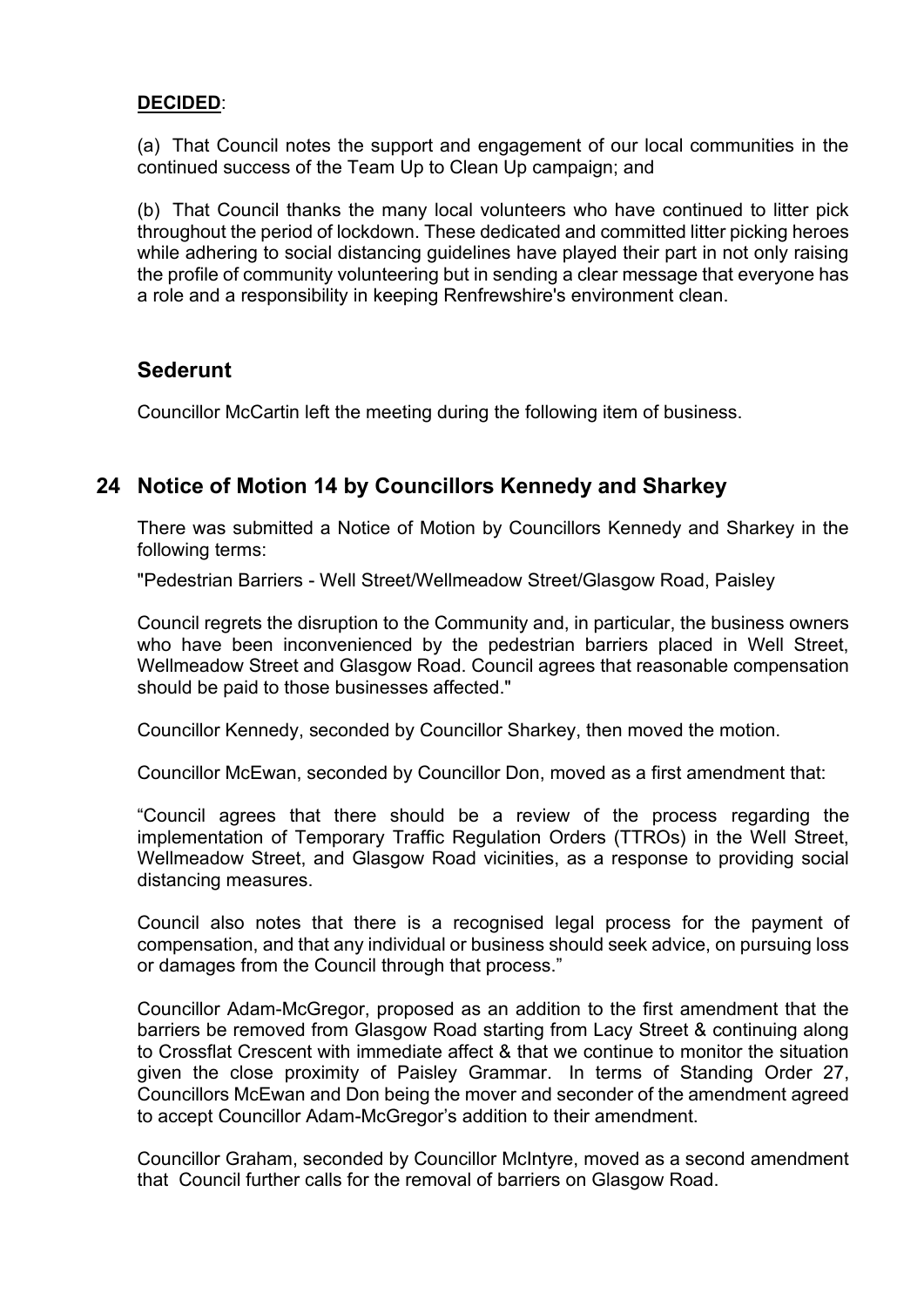**DECIDED**:

(a) That Council notes the support and engagement of our local communities in the continued success of the Team Up to Clean Up campaign; and

(b) That Council thanks the many local volunteers who have continued to litter pick throughout the period of lockdown. These dedicated and committed litter picking heroes while adhering to social distancing guidelines have played their part in not only raising the profile of community volunteering but in sending a clear message that everyone has a role and a responsibility in keeping Renfrewshire's environment clean.

## Sederunt

Councillor McCartin left the meeting during the following item of business.

## 24 Notice of Motion 14 by Councillors Kennedy and Sharkey

There was submitted a Notice of Motion by Councillors Kennedy and Sharkey in the following terms:

"Pedestrian Barriers - Well Street/Wellmeadow Street/Glasgow Road, Paisley

Council regrets the disruption to the Community and, in particular, the business owners who have been inconvenienced by the pedestrian barriers placed in Well Street, Wellmeadow Street and Glasgow Road. Council agrees that reasonable compensation should be paid to those businesses affected."

Councillor Kennedy, seconded by Councillor Sharkey, then moved the motion.

Councillor McEwan, seconded by Councillor Don, moved as a first amendment that:

"Council agrees that there should be a review of the process regarding the implementation of Temporary Traffic Regulation Orders (TTROs) in the Well Street, Wellmeadow Street, and Glasgow Road vicinities, as a response to providing social distancing measures.

Council also notes that there is a recognised legal process for the payment of compensation, and that any individual or business should seek advice, on pursuing loss or damages from the Council through that process."

Councillor Adam-McGregor, proposed as an addition to the first amendment that the barriers be removed from Glasgow Road starting from Lacy Street & continuing along to Crossflat Crescent with immediate affect & that we continue to monitor the situation given the close proximity of Paisley Grammar. In terms of Standing Order 27, Councillors McEwan and Don being the mover and seconder of the amendment agreed to accept Councillor Adam-McGregor's addition to their amendment.

Councillor Graham, seconded by Councillor McIntyre, moved as a second amendment that Council further calls for the removal of barriers on Glasgow Road.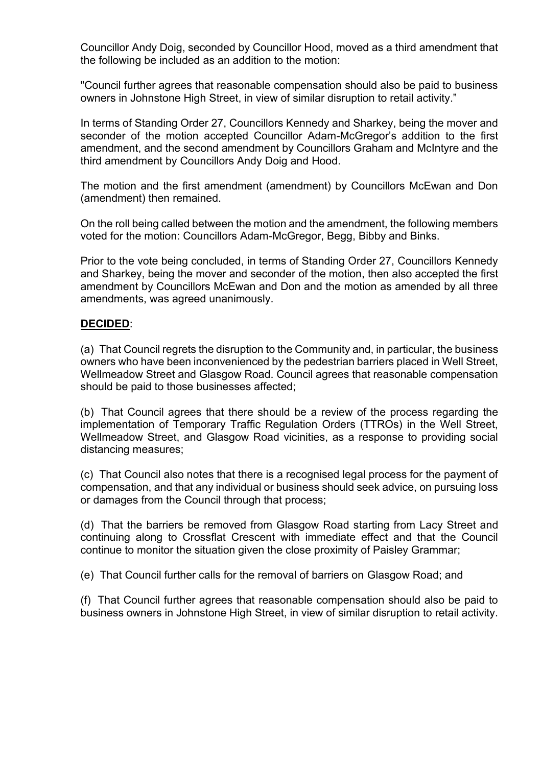Councillor Andy Doig, seconded by Councillor Hood, moved as a third amendment that the following be included as an addition to the motion:

"Council further agrees that reasonable compensation should also be paid to business owners in Johnstone High Street, in view of similar disruption to retail activity."

In terms of Standing Order 27, Councillors Kennedy and Sharkey, being the mover and seconder of the motion accepted Councillor Adam-McGregor's addition to the first amendment, and the second amendment by Councillors Graham and McIntyre and the third amendment by Councillors Andy Doig and Hood.

The motion and the first amendment (amendment) by Councillors McEwan and Don (amendment) then remained.

On the roll being called between the motion and the amendment, the following members voted for the motion: Councillors Adam-McGregor, Begg, Bibby and Binks.

Prior to the vote being concluded, in terms of Standing Order 27, Councillors Kennedy and Sharkey, being the mover and seconder of the motion, then also accepted the first amendment by Councillors McEwan and Don and the motion as amended by all three amendments, was agreed unanimously.

**DECIDED**:

(a) That Council regrets the disruption to the Community and, in particular, the business owners who have been inconvenienced by the pedestrian barriers placed in Well Street, Wellmeadow Street and Glasgow Road. Council agrees that reasonable compensation should be paid to those businesses affected;

(b) That Council agrees that there should be a review of the process regarding the implementation of Temporary Traffic Regulation Orders (TTROs) in the Well Street, Wellmeadow Street, and Glasgow Road vicinities, as a response to providing social distancing measures;

(c) That Council also notes that there is a recognised legal process for the payment of compensation, and that any individual or business should seek advice, on pursuing loss or damages from the Council through that process;

(d) That the barriers be removed from Glasgow Road starting from Lacy Street and continuing along to Crossflat Crescent with immediate effect and that the Council continue to monitor the situation given the close proximity of Paisley Grammar;

(e) That Council further calls for the removal of barriers on Glasgow Road; and

(f) That Council further agrees that reasonable compensation should also be paid to business owners in Johnstone High Street, in view of similar disruption to retail activity.